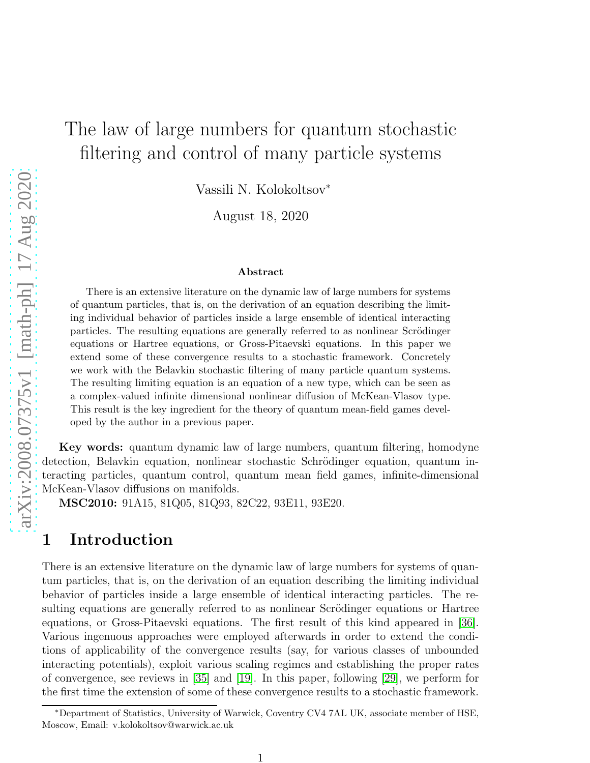# The law of large numbers for quantum stochastic filtering and control of many particle systems

Vassili N. Kolokoltsov*

August 18, 2020

### Abstract

There is an extensive literature on the dynamic law of large numbers for systems of quantum particles, that is, on the derivation of an equation describing the limiting individual behavior of particles inside a large ensemble of identical interacting particles. The resulting equations are generally referred to as nonlinear Scrödinger equations or Hartree equations, or Gross-Pitaevski equations. In this paper we extend some of these convergence results to a stochastic framework. Concretely we work with the Belavkin stochastic filtering of many particle quantum systems. The resulting limiting equation is an equation of a new type, which can be seen as a complex-valued infinite dimensional nonlinear diffusion of McKean-Vlasov type. This result is the key ingredient for the theory of quantum mean-field games developed by the author in a previous paper.

**Key words:** quantum dynamic law of large numbers, quantum filtering, homodyne detection, Belavkin equation, nonlinear stochastic Schrödinger equation, quantum interacting particles, quantum control, quantum mean field games, infinite-dimensional McKean-Vlasov diffusions on manifolds.

**MSC2010:** 91A15, 81Q05, 81Q93, 82C22, 93E11, 93E20.

## 1 Introduction

There is an extensive literature on the dynamic law of large numbers for systems of quantum particles, that is, on the derivation of an equation describing the limiting individual behavior of particles inside a large ensemble of identical interacting particles. The resulting equations are generally referred to as nonlinear Scrödinger equations or Hartree equations, or Gross-Pitaevski equations. The first result of this kind appeared in [36]. Various ingenuous approaches were employed afterwards in order to extend the conditions of applicability of the convergence results (say, for various classes of unbounded interacting potentials), exploit various scaling regimes and establishing the proper rates of convergence, see reviews in [35] and [19]. In this paper, following [29], we perform for the first time the extension of some of these convergence results to a stochastic framework.

*Department of Statistics, University of Warwick, Coventry CV4 7AL UK, associate member of HSE, Moscow, Email: v.kolokoltsov@warwick.ac.uk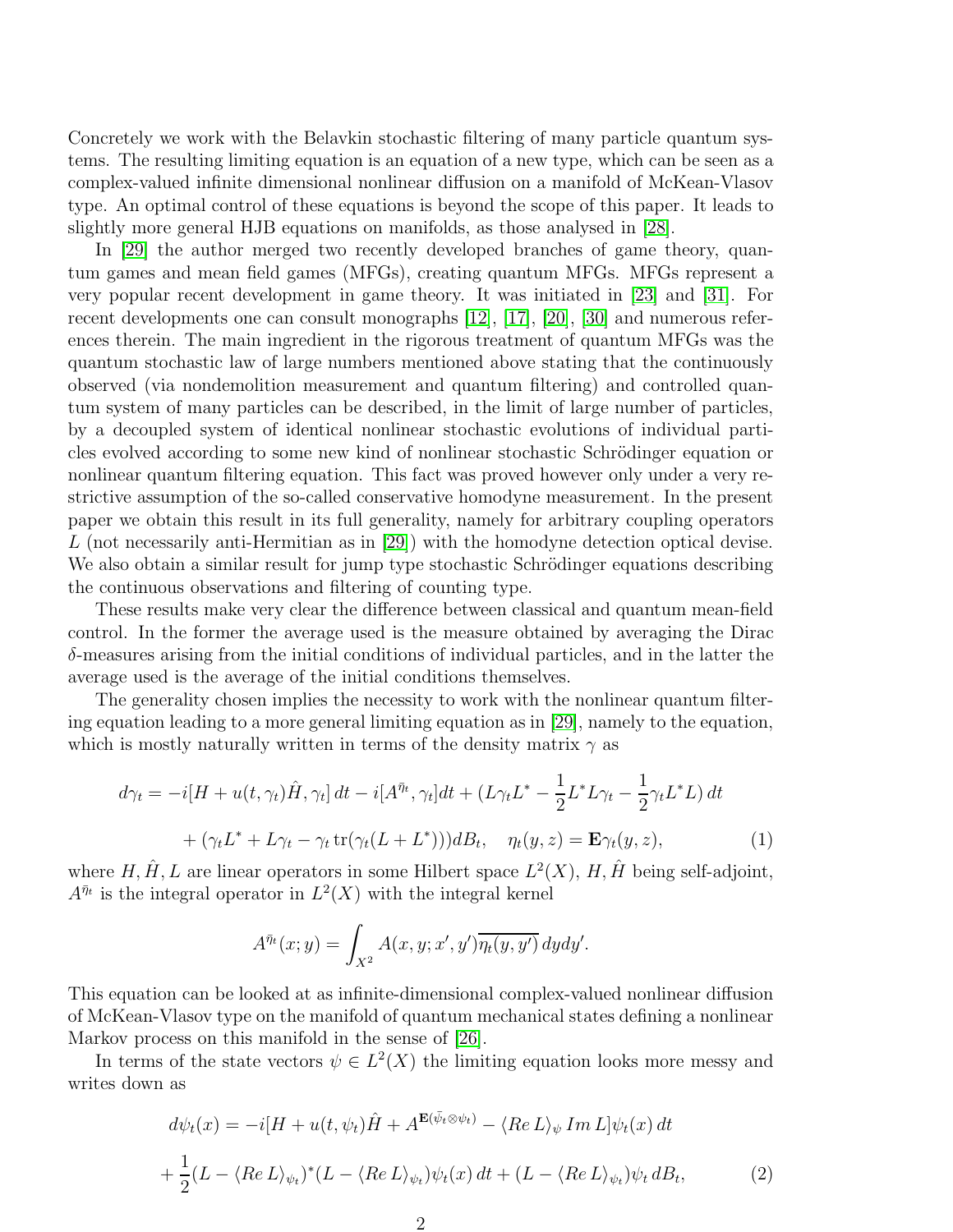Concretely we work with the Belavkin stochastic filtering of many particle quantum systems. The resulting limiting equation is an equation of a new type, which can be seen as a complex-valued infinite dimensional nonlinear diffusion on a manifold of McKean-Vlasov type. An optimal control of these equations is beyond the scope of this paper. It leads to slightly more general HJB equations on manifolds, as those analysed in [28].

In [29] the author merged two recently developed branches of game theory, quantum games and mean field games (MFGs), creating quantum MFGs. MFGs represent a very popular recent development in game theory. It was initiated in [23] and [31]. For recent developments one can consult monographs [12], [17], [20], [30] and numerous references therein. The main ingredient in the rigorous treatment of quantum MFGs was the quantum stochastic law of large numbers mentioned above stating that the continuously observed (via nondemolition measurement and quantum filtering) and controlled quantum system of many particles can be described, in the limit of large number of particles, by a decoupled system of identical nonlinear stochastic evolutions of individual particles evolved according to some new kind of nonlinear stochastic Schrödinger equation or nonlinear quantum filtering equation. This fact was proved however only under a very restrictive assumption of the so-called conservative homodyne measurement. In the present paper we obtain this result in its full generality, namely for arbitrary coupling operators $L$ (not necessarily anti-Hermitian as in [29]) with the homodyne detection optical devise. We also obtain a similar result for jump type stochastic Schrödinger equations describing the continuous observations and filtering of counting type.

These results make very clear the difference between classical and quantum mean-field control. In the former the average used is the measure obtained by averaging the Dirac $\delta$-measures arising from the initial conditions of individual particles, and in the latter the average used is the average of the initial conditions themselves.

The generality chosen implies the necessity to work with the nonlinear quantum filtering equation leading to a more general limiting equation as in [29], namely to the equation, which is mostly naturally written in terms of the density matrix $\gamma$ as

$$
\begin{aligned}
d\gamma_t = -i[H + u(t,\gamma_t)\hat{H}, \gamma_t]\, dt - i[A^{\bar{\eta}_t}, \gamma_t]dt + (L\gamma_t L^* - \frac{1}{2}L^*L\gamma_t - \frac{1}{2}\gamma_t L^*L)\, dt \\
+ (\gamma_t L^* + L\gamma_t - \gamma_t \operatorname{tr}(\gamma_t(L+L^*)))dB_t, \quad \eta_t(y,z) = \mathbf{E}\gamma_t(y,z), \qquad (1)
\end{aligned}
$$

where $H, \hat{H}, L$ are linear operators in some Hilbert space $L^2(X)$, $H, \hat{H}$ being self-adjoint, $A^{\bar{\eta}_t}$ is the integral operator in $L^2(X)$ with the integral kernel

$$
A^{\bar{\eta}_t}(x;y) = \int_{X^2} A(x,y;x',y')\overline{\eta_t(y,y')}\, dy dy'.
$$

This equation can be looked at as infinite-dimensional complex-valued nonlinear diffusion of McKean-Vlasov type on the manifold of quantum mechanical states defining a nonlinear Markov process on this manifold in the sense of [26].

In terms of the state vectors $\psi \in L^2(X)$ the limiting equation looks more messy and writes down as

$$
\begin{aligned}
d\psi_t(x) = -i[H + u(t,\psi_t)\hat{H} + A^{\mathbf{E}(\bar{\psi}_t \otimes \psi_t)} - \langle Re\, L\rangle_\psi\, Im\, L]\psi_t(x)\, dt \\
+ \frac{1}{2}(L - \langle Re\, L\rangle_{\psi_t})^*(L - \langle Re\, L\rangle_{\psi_t})\psi_t(x)\, dt + (L - \langle Re\, L\rangle_{\psi_t})\psi_t\, dB_t, \qquad (2)
\end{aligned}
$$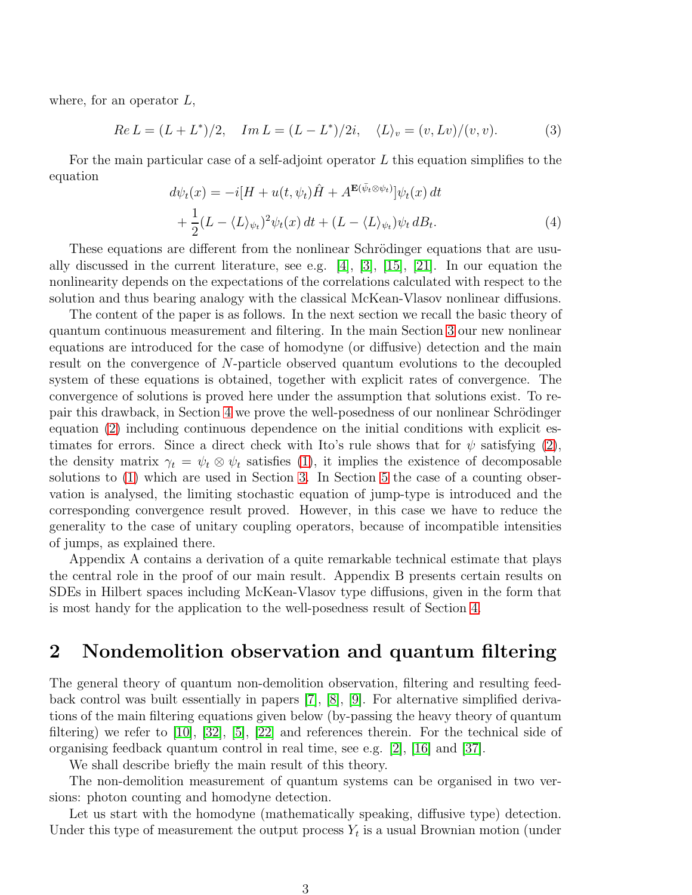where, for an operator $L$,

$$Re\, L = (L + L^*)/2, \quad Im\, L = (L - L^*)/2i, \quad \langle L \rangle_v = (v, Lv)/(v, v). \tag{3}$$

For the main particular case of a self-adjoint operator $L$ this equation simplifies to the equation

$$d\psi_t(x) = -i[H + u(t, \psi_t)\hat{H} + A^{\mathbf{E}(\bar{\psi}_t \otimes \psi_t)}]\psi_t(x)\, dt$$
$$+ \frac{1}{2}(L - \langle L \rangle_{\psi_t})^2 \psi_t(x)\, dt + (L - \langle L \rangle_{\psi_t})\psi_t\, dB_t. \tag{4}$$

These equations are different from the nonlinear Schrödinger equations that are usually discussed in the current literature, see e.g. [4], [3], [15], [21]. In our equation the nonlinearity depends on the expectations of the correlations calculated with respect to the solution and thus bearing analogy with the classical McKean-Vlasov nonlinear diffusions.

The content of the paper is as follows. In the next section we recall the basic theory of quantum continuous measurement and filtering. In the main Section 3 our new nonlinear equations are introduced for the case of homodyne (or diffusive) detection and the main result on the convergence of $N$-particle observed quantum evolutions to the decoupled system of these equations is obtained, together with explicit rates of convergence. The convergence of solutions is proved here under the assumption that solutions exist. To repair this drawback, in Section 4 we prove the well-posedness of our nonlinear Schrödinger equation (2) including continuous dependence on the initial conditions with explicit estimates for errors. Since a direct check with Ito's rule shows that for $\psi$ satisfying (2), the density matrix $\gamma_t = \psi_t \otimes \psi_t$ satisfies (1), it implies the existence of decomposable solutions to (1) which are used in Section 3. In Section 5 the case of a counting observation is analysed, the limiting stochastic equation of jump-type is introduced and the corresponding convergence result proved. However, in this case we have to reduce the generality to the case of unitary coupling operators, because of incompatible intensities of jumps, as explained there.

Appendix A contains a derivation of a quite remarkable technical estimate that plays the central role in the proof of our main result. Appendix B presents certain results on SDEs in Hilbert spaces including McKean-Vlasov type diffusions, given in the form that is most handy for the application to the well-posedness result of Section 4.

## 2 Nondemolition observation and quantum filtering

The general theory of quantum non-demolition observation, filtering and resulting feedback control was built essentially in papers [7], [8], [9]. For alternative simplified derivations of the main filtering equations given below (by-passing the heavy theory of quantum filtering) we refer to [10], [32], [5], [22] and references therein. For the technical side of organising feedback quantum control in real time, see e.g. [2], [16] and [37].

We shall describe briefly the main result of this theory.

The non-demolition measurement of quantum systems can be organised in two versions: photon counting and homodyne detection.

Let us start with the homodyne (mathematically speaking, diffusive type) detection. Under this type of measurement the output process $Y_t$ is a usual Brownian motion (under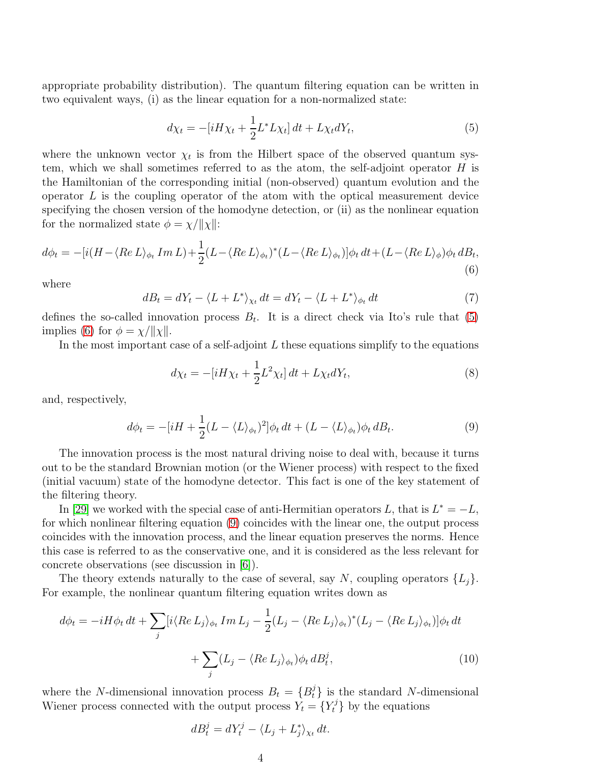appropriate probability distribution). The quantum filtering equation can be written in two equivalent ways, (i) as the linear equation for a non-normalized state:

$$d\chi_t = -[iH\chi_t + \frac{1}{2}L^* L\chi_t]\, dt + L\chi_t dY_t, \tag{5}$$

where the unknown vector $\chi_t$ is from the Hilbert space of the observed quantum system, which we shall sometimes referred to as the atom, the self-adjoint operator $H$ is the Hamiltonian of the corresponding initial (non-observed) quantum evolution and the operator $L$ is the coupling operator of the atom with the optical measurement device specifying the chosen version of the homodyne detection, or (ii) as the nonlinear equation for the normalized state $\phi = \chi/\|\chi\|$:

$$d\phi_t = -[i(H - \langle Re\, L\rangle_{\phi_t}\, Im\, L) + \frac{1}{2}(L - \langle Re\, L\rangle_{\phi_t})^*(L - \langle Re\, L\rangle_{\phi_t})]\phi_t\, dt + (L - \langle Re\, L\rangle_{\phi})\phi_t\, dB_t, \tag{6}$$

where

$$dB_t = dY_t - \langle L + L^*\rangle_{\chi_t}\, dt = dY_t - \langle L + L^*\rangle_{\phi_t}\, dt \tag{7}$$

defines the so-called innovation process $B_t$. It is a direct check via Ito's rule that (5) implies (6) for $\phi = \chi/\|\chi\|$.

In the most important case of a self-adjoint $L$ these equations simplify to the equations

$$d\chi_t = -[iH\chi_t + \frac{1}{2}L^2\chi_t]\, dt + L\chi_t dY_t, \tag{8}$$

and, respectively,

$$d\phi_t = -[iH + \frac{1}{2}(L - \langle L\rangle_{\phi_t})^2]\phi_t\, dt + (L - \langle L\rangle_{\phi_t})\phi_t\, dB_t. \tag{9}$$

The innovation process is the most natural driving noise to deal with, because it turns out to be the standard Brownian motion (or the Wiener process) with respect to the fixed (initial vacuum) state of the homodyne detector. This fact is one of the key statement of the filtering theory.

In [29] we worked with the special case of anti-Hermitian operators $L$, that is $L^* = -L$, for which nonlinear filtering equation (9) coincides with the linear one, the output process coincides with the innovation process, and the linear equation preserves the norms. Hence this case is referred to as the conservative one, and it is considered as the less relevant for concrete observations (see discussion in [6]).

The theory extends naturally to the case of several, say $N$, coupling operators $\{L_j\}$. For example, the nonlinear quantum filtering equation writes down as

$$d\phi_t = -iH\phi_t\, dt + \sum_j [i\langle Re\, L_j\rangle_{\phi_t}\, Im\, L_j - \frac{1}{2}(L_j - \langle Re\, L_j\rangle_{\phi_t})^*(L_j - \langle Re\, L_j\rangle_{\phi_t})]\phi_t\, dt$$

$$+ \sum_j (L_j - \langle Re\, L_j\rangle_{\phi_t})\phi_t\, dB_t^j, \tag{10}$$

where the $N$-dimensional innovation process $B_t = \{B_t^j\}$ is the standard $N$-dimensional Wiener process connected with the output process $Y_t = \{Y_t^j\}$ by the equations

$$dB_t^j = dY_t^j - \langle L_j + L_j^*\rangle_{\chi_t}\, dt.$$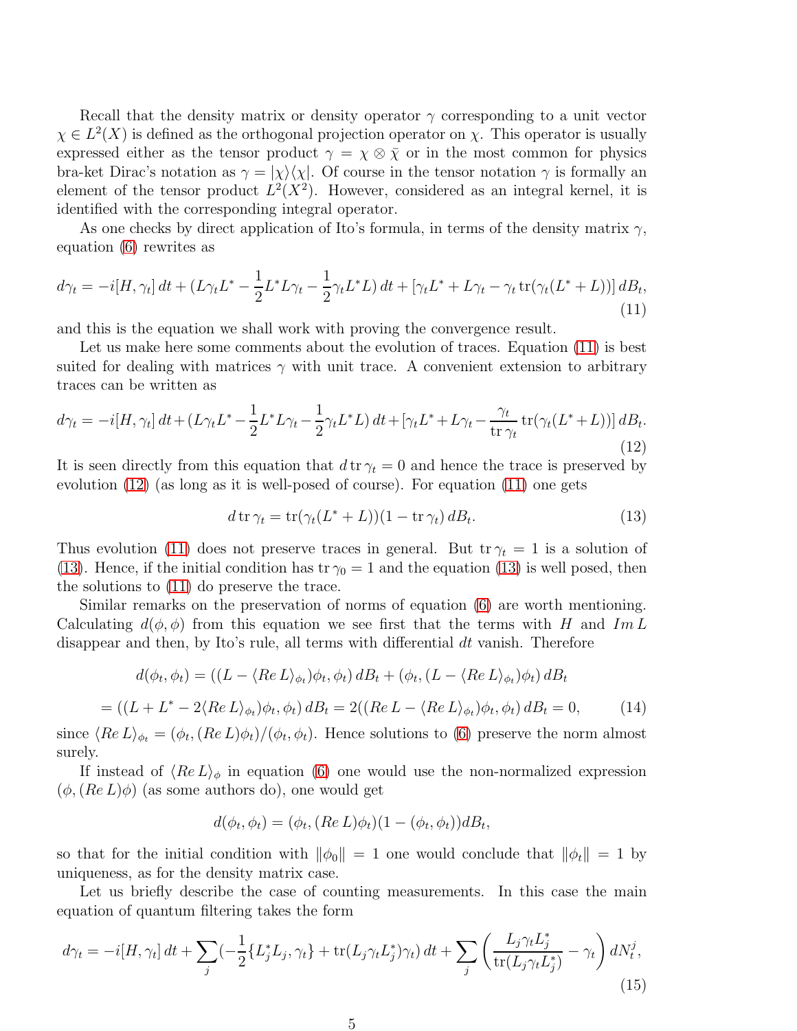Recall that the density matrix or density operator $\gamma$ corresponding to a unit vector $\chi \in L^2(X)$ is defined as the orthogonal projection operator on $\chi$. This operator is usually expressed either as the tensor product $\gamma = \chi \otimes \bar{\chi}$ or in the most common for physics bra-ket Dirac's notation as $\gamma = |\chi\rangle\langle\chi|$. Of course in the tensor notation $\gamma$ is formally an element of the tensor product $L^2(X^2)$. However, considered as an integral kernel, it is identified with the corresponding integral operator.

As one checks by direct application of Ito's formula, in terms of the density matrix $\gamma$, equation (6) rewrites as

$$d\gamma_t = -i[H, \gamma_t]\,dt + (L\gamma_t L^* - \frac{1}{2}L^*L\gamma_t - \frac{1}{2}\gamma_t L^*L)\,dt + [\gamma_t L^* + L\gamma_t - \gamma_t \operatorname{tr}(\gamma_t(L^* + L))]\,dB_t, \tag{11}$$

and this is the equation we shall work with proving the convergence result.

Let us make here some comments about the evolution of traces. Equation (11) is best suited for dealing with matrices $\gamma$ with unit trace. A convenient extension to arbitrary traces can be written as

$$d\gamma_t = -i[H, \gamma_t]\,dt + (L\gamma_t L^* - \frac{1}{2}L^*L\gamma_t - \frac{1}{2}\gamma_t L^*L)\,dt + [\gamma_t L^* + L\gamma_t - \frac{\gamma_t}{\operatorname{tr}\gamma_t} \operatorname{tr}(\gamma_t(L^* + L))]\,dB_t. \tag{12}$$

It is seen directly from this equation that $d\operatorname{tr}\gamma_t = 0$ and hence the trace is preserved by evolution (12) (as long as it is well-posed of course). For equation (11) one gets

$$d\operatorname{tr}\gamma_t = \operatorname{tr}(\gamma_t(L^* + L))(1 - \operatorname{tr}\gamma_t)\,dB_t. \tag{13}$$

Thus evolution (11) does not preserve traces in general. But $\operatorname{tr}\gamma_t = 1$ is a solution of (13). Hence, if the initial condition has $\operatorname{tr}\gamma_0 = 1$ and the equation (13) is well posed, then the solutions to (11) do preserve the trace.

Similar remarks on the preservation of norms of equation (6) are worth mentioning. Calculating $d(\phi, \phi)$ from this equation we see first that the terms with $H$ and $Im\,L$ disappear and then, by Ito's rule, all terms with differential $dt$ vanish. Therefore

$$d(\phi_t, \phi_t) = ((L - \langle Re\,L\rangle_{\phi_t})\phi_t, \phi_t)\,dB_t + (\phi_t, (L - \langle Re\,L\rangle_{\phi_t})\phi_t)\,dB_t$$

$$= ((L + L^* - 2\langle Re\,L\rangle_{\phi_t})\phi_t, \phi_t)\,dB_t = 2((Re\,L - \langle Re\,L\rangle_{\phi_t})\phi_t, \phi_t)\,dB_t = 0, \tag{14}$$

since $\langle Re\,L\rangle_{\phi_t} = (\phi_t, (Re\,L)\phi_t)/(\phi_t, \phi_t)$. Hence solutions to (6) preserve the norm almost surely.

If instead of $\langle Re\,L\rangle_\phi$ in equation (6) one would use the non-normalized expression $(\phi, (Re\,L)\phi)$ (as some authors do), one would get

$$d(\phi_t, \phi_t) = (\phi_t, (Re\,L)\phi_t)(1 - (\phi_t, \phi_t))dB_t,$$

so that for the initial condition with $\|\phi_0\| = 1$ one would conclude that $\|\phi_t\| = 1$ by uniqueness, as for the density matrix case.

Let us briefly describe the case of counting measurements. In this case the main equation of quantum filtering takes the form

$$d\gamma_t = -i[H, \gamma_t]\,dt + \sum_j (-\frac{1}{2}\{L_j^* L_j, \gamma_t\} + \operatorname{tr}(L_j \gamma_t L_j^*)\gamma_t)\,dt + \sum_j \left(\frac{L_j \gamma_t L_j^*}{\operatorname{tr}(L_j \gamma_t L_j^*)} - \gamma_t\right) dN_t^j, \tag{15}$$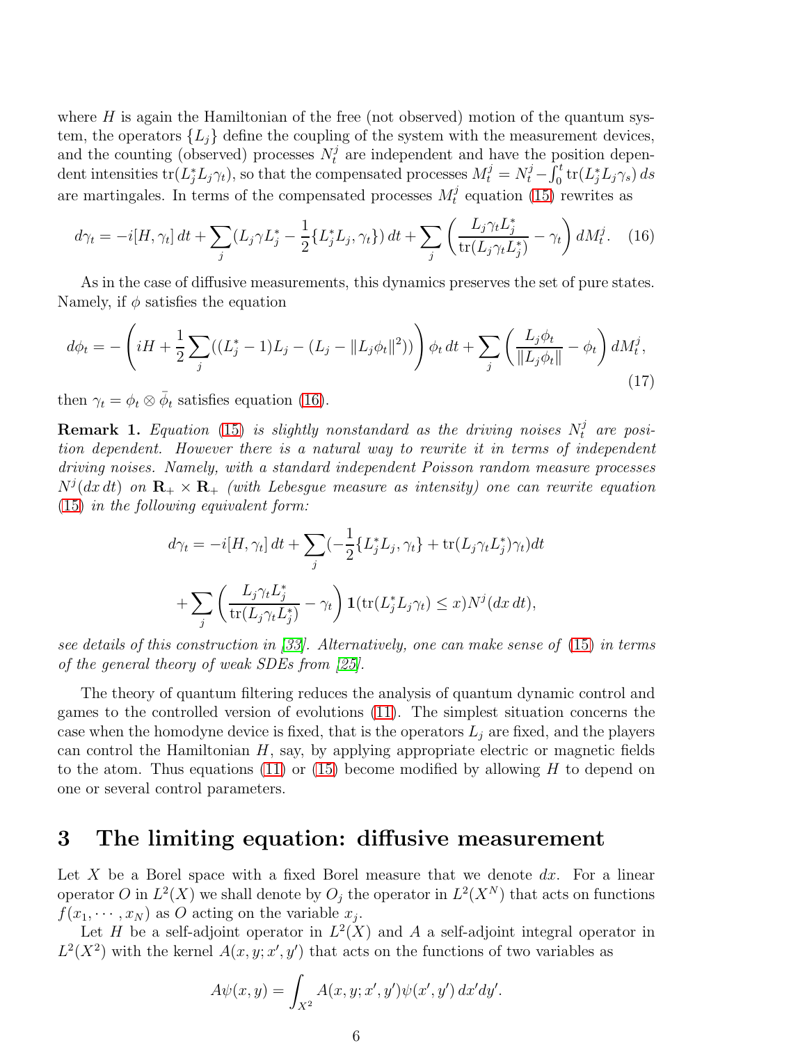where $H$ is again the Hamiltonian of the free (not observed) motion of the quantum system, the operators $\{L_j\}$ define the coupling of the system with the measurement devices, and the counting (observed) processes $N_t^j$ are independent and have the position dependent intensities $\mathrm{tr}(L_j^* L_j \gamma_t)$, so that the compensated processes $M_t^j = N_t^j - \int_0^t \mathrm{tr}(L_j^* L_j \gamma_s)\, ds$ are martingales. In terms of the compensated processes $M_t^j$ equation (15) rewrites as

$$d\gamma_t = -i[H, \gamma_t]\, dt + \sum_j (L_j \gamma L_j^* - \frac{1}{2}\{L_j^* L_j, \gamma_t\})\, dt + \sum_j \left( \frac{L_j \gamma_t L_j^*}{\mathrm{tr}(L_j \gamma_t L_j^*)} - \gamma_t \right) dM_t^j. \quad (16)$$

As in the case of diffusive measurements, this dynamics preserves the set of pure states. Namely, if $\phi$ satisfies the equation

$$d\phi_t = -\left( iH + \frac{1}{2} \sum_j ((L_j^* - 1)L_j - (L_j - \|L_j \phi_t\|^2)) \right) \phi_t\, dt + \sum_j \left( \frac{L_j \phi_t}{\|L_j \phi_t\|} - \phi_t \right) dM_t^j, \quad (17)$$

then $\gamma_t = \phi_t \otimes \bar{\phi}_t$ satisfies equation (16).

**Remark 1.** *Equation (15) is slightly nonstandard as the driving noises $N_t^j$ are position dependent. However there is a natural way to rewrite it in terms of independent driving noises. Namely, with a standard independent Poisson random measure processes $N^j(dx\, dt)$ on $\mathbf{R}_+ \times \mathbf{R}_+$ (with Lebesgue measure as intensity) one can rewrite equation (15) in the following equivalent form:*

$$d\gamma_t = -i[H, \gamma_t]\, dt + \sum_j (-\frac{1}{2}\{L_j^* L_j, \gamma_t\} + \mathrm{tr}(L_j \gamma_t L_j^*)\gamma_t) dt$$

$$+ \sum_j \left( \frac{L_j \gamma_t L_j^*}{\mathrm{tr}(L_j \gamma_t L_j^*)} - \gamma_t \right) \mathbf{1}(\mathrm{tr}(L_j^* L_j \gamma_t) \le x) N^j(dx\, dt),$$

*see details of this construction in [33]. Alternatively, one can make sense of (15) in terms of the general theory of weak SDEs from [25].*

The theory of quantum filtering reduces the analysis of quantum dynamic control and games to the controlled version of evolutions (11). The simplest situation concerns the case when the homodyne device is fixed, that is the operators $L_j$ are fixed, and the players can control the Hamiltonian $H$, say, by applying appropriate electric or magnetic fields to the atom. Thus equations (11) or (15) become modified by allowing $H$ to depend on one or several control parameters.

# 3 The limiting equation: diffusive measurement

Let $X$ be a Borel space with a fixed Borel measure that we denote $dx$. For a linear operator $O$ in $L^2(X)$ we shall denote by $O_j$ the operator in $L^2(X^N)$ that acts on functions $f(x_1, \cdots, x_N)$ as $O$ acting on the variable $x_j$.

Let $H$ be a self-adjoint operator in $L^2(X)$ and $A$ a self-adjoint integral operator in $L^2(X^2)$ with the kernel $A(x, y; x', y')$ that acts on the functions of two variables as

$$A\psi(x, y) = \int_{X^2} A(x, y; x', y') \psi(x', y')\, dx' dy'.$$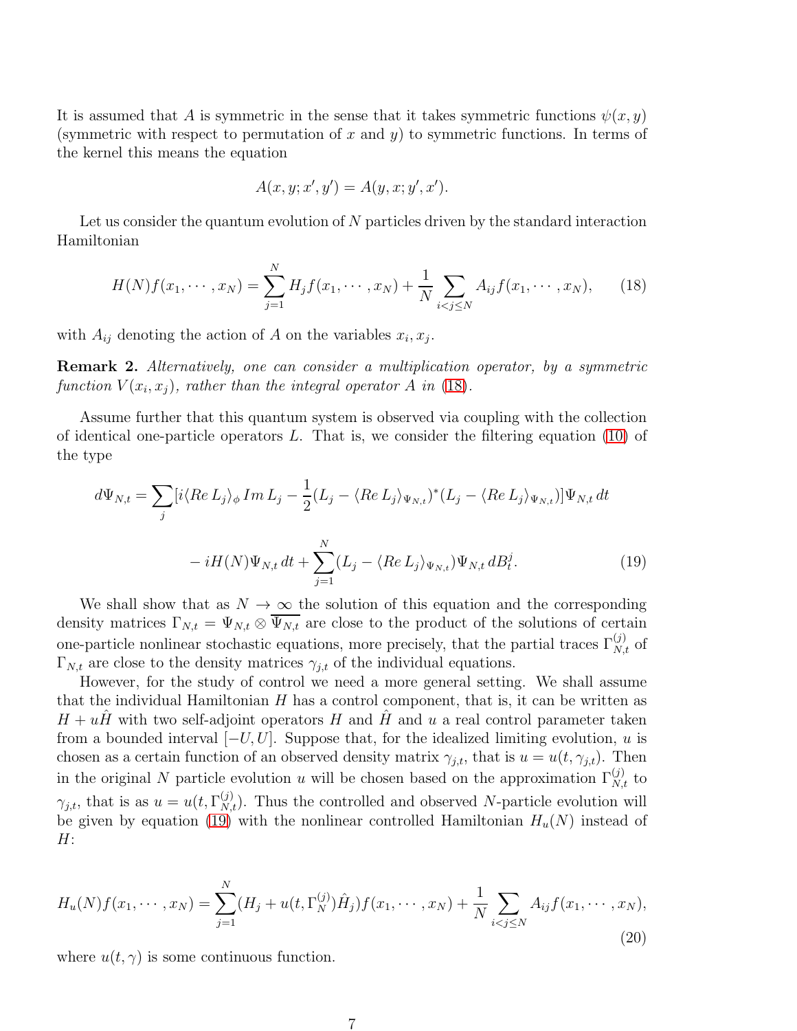It is assumed that $A$ is symmetric in the sense that it takes symmetric functions $\psi(x, y)$ (symmetric with respect to permutation of $x$ and $y$) to symmetric functions. In terms of the kernel this means the equation

$$A(x, y; x', y') = A(y, x; y', x').$$

Let us consider the quantum evolution of $N$ particles driven by the standard interaction Hamiltonian

$$H(N)f(x_1, \cdots, x_N) = \sum_{j=1}^{N} H_j f(x_1, \cdots, x_N) + \frac{1}{N} \sum_{i<j\leq N} A_{ij} f(x_1, \cdots, x_N), \tag{18}$$

with $A_{ij}$ denoting the action of $A$ on the variables $x_i, x_j$.

**Remark 2.** *Alternatively, one can consider a multiplication operator, by a symmetric function $V(x_i, x_j)$, rather than the integral operator $A$ in (18).*

Assume further that this quantum system is observed via coupling with the collection of identical one-particle operators $L$. That is, we consider the filtering equation (10) of the type

$$d\Psi_{N,t} = \sum_j [i\langle Re\, L_j\rangle_\phi\, Im\, L_j - \frac{1}{2}(L_j - \langle Re\, L_j\rangle_{\Psi_{N,t}})^*(L_j - \langle Re\, L_j\rangle_{\Psi_{N,t}})]\Psi_{N,t}\, dt$$

$$- iH(N)\Psi_{N,t}\, dt + \sum_{j=1}^{N} (L_j - \langle Re\, L_j\rangle_{\Psi_{N,t}})\Psi_{N,t}\, dB_t^j. \tag{19}$$

We shall show that as $N \to \infty$ the solution of this equation and the corresponding density matrices $\Gamma_{N,t} = \Psi_{N,t} \otimes \overline{\Psi_{N,t}}$ are close to the product of the solutions of certain one-particle nonlinear stochastic equations, more precisely, that the partial traces $\Gamma_{N,t}^{(j)}$ of $\Gamma_{N,t}$ are close to the density matrices $\gamma_{j,t}$ of the individual equations.

However, for the study of control we need a more general setting. We shall assume that the individual Hamiltonian $H$ has a control component, that is, it can be written as $H + u\hat{H}$ with two self-adjoint operators $H$ and $\hat{H}$ and $u$ a real control parameter taken from a bounded interval $[-U, U]$. Suppose that, for the idealized limiting evolution, $u$ is chosen as a certain function of an observed density matrix $\gamma_{j,t}$, that is $u = u(t, \gamma_{j,t})$. Then in the original $N$ particle evolution $u$ will be chosen based on the approximation $\Gamma_{N,t}^{(j)}$ to $\gamma_{j,t}$, that is as $u = u(t, \Gamma_{N,t}^{(j)})$. Thus the controlled and observed $N$-particle evolution will be given by equation (19) with the nonlinear controlled Hamiltonian $H_u(N)$ instead of $H$:

$$H_u(N)f(x_1, \cdots, x_N) = \sum_{j=1}^{N} (H_j + u(t, \Gamma_N^{(j)})\hat{H}_j) f(x_1, \cdots, x_N) + \frac{1}{N} \sum_{i<j\leq N} A_{ij} f(x_1, \cdots, x_N), \tag{20}$$

where $u(t, \gamma)$ is some continuous function.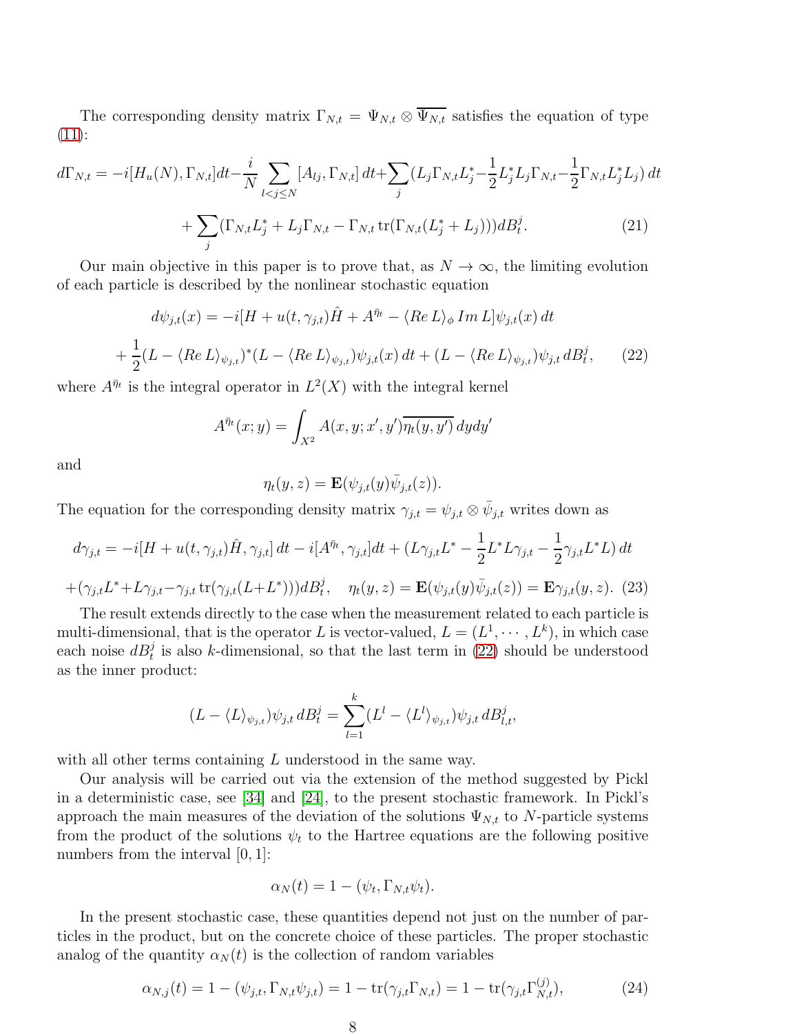The corresponding density matrix $\Gamma_{N,t} = \Psi_{N,t} \otimes \overline{\Psi_{N,t}}$ satisfies the equation of type (11):

$$
d\Gamma_{N,t} = -i[H_u(N), \Gamma_{N,t}]dt - \frac{i}{N} \sum_{l<j\le N} [A_{lj}, \Gamma_{N,t}]\,dt + \sum_j (L_j \Gamma_{N,t} L_j^* - \frac{1}{2} L_j^* L_j \Gamma_{N,t} - \frac{1}{2} \Gamma_{N,t} L_j^* L_j)\,dt
$$

$$
+ \sum_j (\Gamma_{N,t} L_j^* + L_j \Gamma_{N,t} - \Gamma_{N,t} \operatorname{tr}(\Gamma_{N,t}(L_j^* + L_j)))dB_t^j. \tag{21}
$$

Our main objective in this paper is to prove that, as $N \to \infty$, the limiting evolution of each particle is described by the nonlinear stochastic equation

$$
d\psi_{j,t}(x) = -i[H + u(t, \gamma_{j,t})\hat{H} + A^{\bar{\eta}_t} - \langle Re\, L\rangle_\phi\, Im\, L]\psi_{j,t}(x)\,dt
$$

$$
+ \frac{1}{2}(L - \langle Re\, L\rangle_{\psi_{j,t}})^*(L - \langle Re\, L\rangle_{\psi_{j,t}})\psi_{j,t}(x)\,dt + (L - \langle Re\, L\rangle_{\psi_{j,t}})\psi_{j,t}\,dB_t^j, \tag{22}
$$

where $A^{\bar{\eta}_t}$ is the integral operator in $L^2(X)$ with the integral kernel

$$
A^{\bar{\eta}_t}(x; y) = \int_{X^2} A(x, y; x', y')\overline{\eta_t(y, y')}\,dy dy'
$$

and

$$
\eta_t(y, z) = \mathbf{E}(\psi_{j,t}(y)\bar{\psi}_{j,t}(z)).
$$

The equation for the corresponding density matrix $\gamma_{j,t} = \psi_{j,t} \otimes \bar{\psi}_{j,t}$ writes down as

$$
d\gamma_{j,t} = -i[H + u(t, \gamma_{j,t})\hat{H}, \gamma_{j,t}]\,dt - i[A^{\bar{\eta}_t}, \gamma_{j,t}]dt + (L\gamma_{j,t}L^* - \frac{1}{2}L^*L\gamma_{j,t} - \frac{1}{2}\gamma_{j,t}L^*L)\,dt
$$

$$
+ (\gamma_{j,t}L^* + L\gamma_{j,t} - \gamma_{j,t}\operatorname{tr}(\gamma_{j,t}(L+L^*)))dB_t^j, \quad \eta_t(y, z) = \mathbf{E}(\psi_{j,t}(y)\bar{\psi}_{j,t}(z)) = \mathbf{E}\gamma_{j,t}(y, z). \tag{23}
$$

The result extends directly to the case when the measurement related to each particle is multi-dimensional, that is the operator $L$ is vector-valued, $L = (L^1, \cdots, L^k)$, in which case each noise $dB_t^j$ is also $k$-dimensional, so that the last term in (22) should be understood as the inner product:

$$
(L - \langle L\rangle_{\psi_{j,t}})\psi_{j,t}\,dB_t^j = \sum_{l=1}^{k} (L^l - \langle L^l\rangle_{\psi_{j,t}})\psi_{j,t}\,dB_{l,t}^j,
$$

with all other terms containing $L$ understood in the same way.

Our analysis will be carried out via the extension of the method suggested by Pickl in a deterministic case, see [34] and [24], to the present stochastic framework. In Pickl's approach the main measures of the deviation of the solutions $\Psi_{N,t}$ to $N$-particle systems from the product of the solutions $\psi_t$ to the Hartree equations are the following positive numbers from the interval $[0, 1]$:

$$
\alpha_N(t) = 1 - (\psi_t, \Gamma_{N,t}\psi_t).
$$

In the present stochastic case, these quantities depend not just on the number of particles in the product, but on the concrete choice of these particles. The proper stochastic analog of the quantity $\alpha_N(t)$ is the collection of random variables

$$
\alpha_{N,j}(t) = 1 - (\psi_{j,t}, \Gamma_{N,t}\psi_{j,t}) = 1 - \operatorname{tr}(\gamma_{j,t}\Gamma_{N,t}) = 1 - \operatorname{tr}(\gamma_{j,t}\Gamma_{N,t}^{(j)}), \tag{24}
$$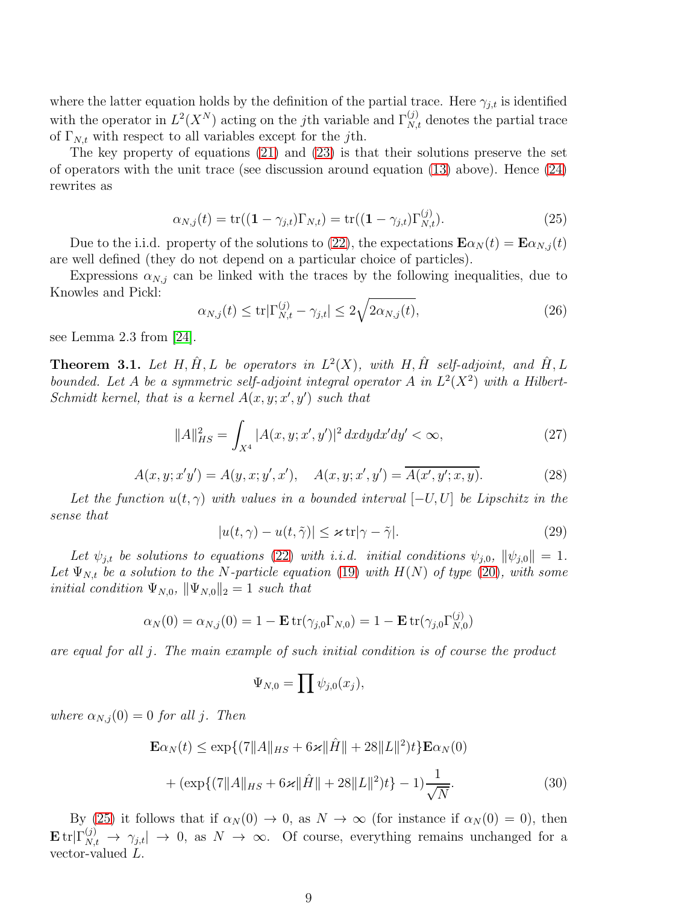where the latter equation holds by the definition of the partial trace. Here $\gamma_{j,t}$ is identified with the operator in $L^2(X^N)$ acting on the $j$th variable and $\Gamma^{(j)}_{N,t}$ denotes the partial trace of $\Gamma_{N,t}$ with respect to all variables except for the $j$th.

The key property of equations (21) and (23) is that their solutions preserve the set of operators with the unit trace (see discussion around equation (13) above). Hence (24) rewrites as

$$\alpha_{N,j}(t) = \operatorname{tr}((\mathbf{1} - \gamma_{j,t})\Gamma_{N,t}) = \operatorname{tr}((\mathbf{1} - \gamma_{j,t})\Gamma^{(j)}_{N,t}). \tag{25}$$

Due to the i.i.d. property of the solutions to (22), the expectations $\mathbf{E}\alpha_N(t) = \mathbf{E}\alpha_{N,j}(t)$ are well defined (they do not depend on a particular choice of particles).

Expressions $\alpha_{N,j}$ can be linked with the traces by the following inequalities, due to Knowles and Pickl:

$$\alpha_{N,j}(t) \le \operatorname{tr}|\Gamma^{(j)}_{N,t} - \gamma_{j,t}| \le 2\sqrt{2\alpha_{N,j}(t)}, \tag{26}$$

see Lemma 2.3 from [24].

**Theorem 3.1.** *Let $H, \hat{H}, L$ be operators in $L^2(X)$, with $H, \hat{H}$ self-adjoint, and $\hat{H}, L$ bounded. Let $A$ be a symmetric self-adjoint integral operator $A$ in $L^2(X^2)$ with a Hilbert-Schmidt kernel, that is a kernel $A(x, y; x', y')$ such that*

$$\|A\|^2_{HS} = \int_{X^4} |A(x, y; x', y')|^2 \, dx dy dx' dy' < \infty, \tag{27}$$

$$A(x, y; x'y') = A(y, x; y', x'), \quad A(x, y; x', y') = \overline{A(x', y'; x, y)}. \tag{28}$$

*Let the function $u(t, \gamma)$ with values in a bounded interval $[-U, U]$ be Lipschitz in the sense that*

$$|u(t, \gamma) - u(t, \tilde{\gamma})| \le \varkappa \operatorname{tr}|\gamma - \tilde{\gamma}|. \tag{29}$$

*Let $\psi_{j,t}$ be solutions to equations (22) with i.i.d. initial conditions $\psi_{j,0}$, $\|\psi_{j,0}\| = 1$. Let $\Psi_{N,t}$ be a solution to the $N$-particle equation (19) with $H(N)$ of type (20), with some initial condition $\Psi_{N,0}$, $\|\Psi_{N,0}\|_2 = 1$ such that*

$$\alpha_N(0) = \alpha_{N,j}(0) = 1 - \mathbf{E}\operatorname{tr}(\gamma_{j,0}\Gamma_{N,0}) = 1 - \mathbf{E}\operatorname{tr}(\gamma_{j,0}\Gamma^{(j)}_{N,0})$$

*are equal for all $j$. The main example of such initial condition is of course the product*

$$\Psi_{N,0} = \prod \psi_{j,0}(x_j),$$

*where $\alpha_{N,j}(0) = 0$ for all $j$. Then*

$$\mathbf{E}\alpha_N(t) \le \exp\{(7\|A\|_{HS} + 6\varkappa\|\hat{H}\| + 28\|L\|^2)t\}\mathbf{E}\alpha_N(0)$$

$$+ (\exp\{(7\|A\|_{HS} + 6\varkappa\|\hat{H}\| + 28\|L\|^2)t\} - 1)\frac{1}{\sqrt{N}}. \tag{30}$$

By (25) it follows that if $\alpha_N(0) \to 0$, as $N \to \infty$ (for instance if $\alpha_N(0) = 0$), then $\mathbf{E}\operatorname{tr}|\Gamma^{(j)}_{N,t} \to \gamma_{j,t}| \to 0$, as $N \to \infty$. Of course, everything remains unchanged for a vector-valued $L$.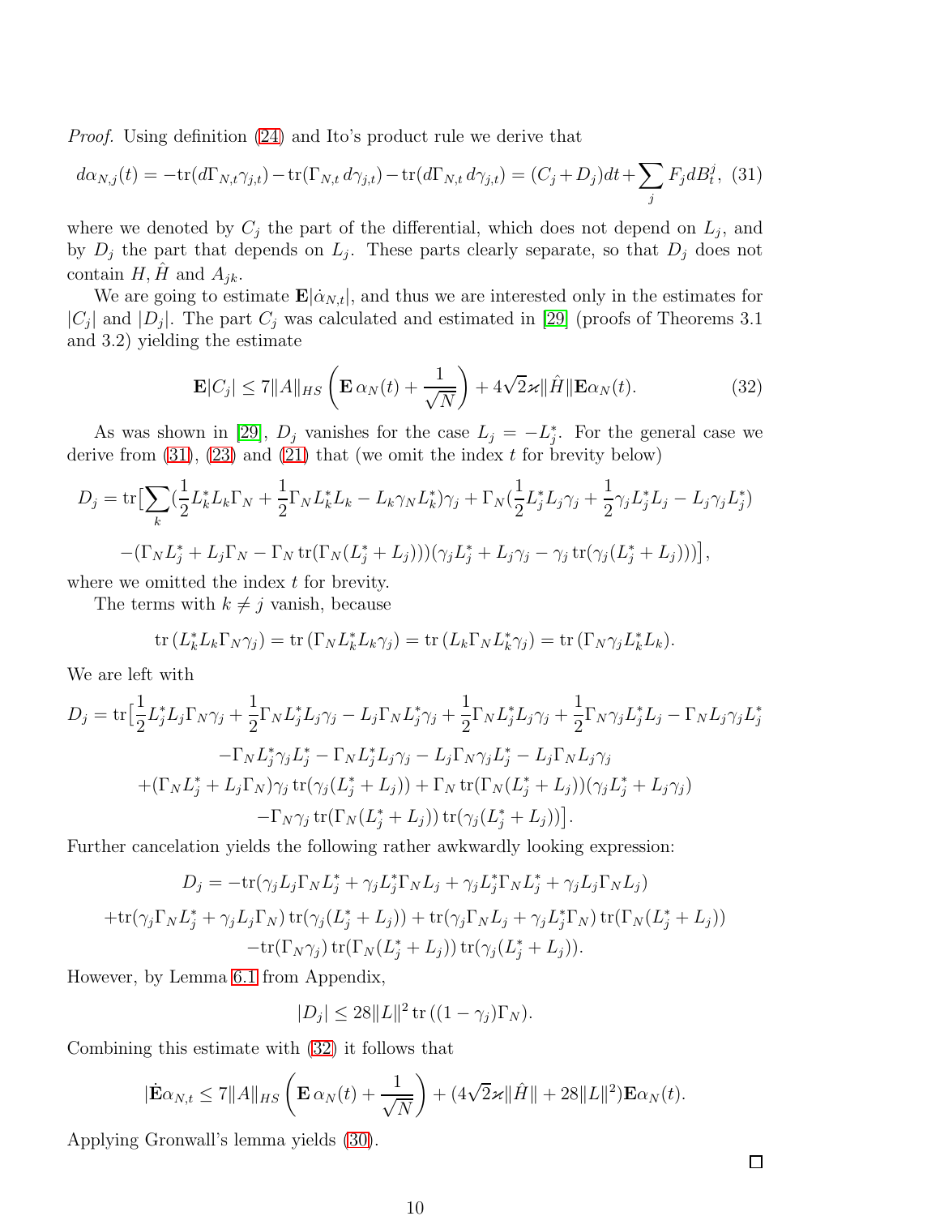*Proof.* Using definition (24) and Ito's product rule we derive that

$$d\alpha_{N,j}(t) = -\mathrm{tr}(d\Gamma_{N,t}\gamma_{j,t}) - \mathrm{tr}(\Gamma_{N,t}\, d\gamma_{j,t}) - \mathrm{tr}(d\Gamma_{N,t}\, d\gamma_{j,t}) = (C_j + D_j)dt + \sum_j F_j dB_t^j, \quad (31)$$

where we denoted by $C_j$ the part of the differential, which does not depend on $L_j$, and by $D_j$ the part that depends on $L_j$. These parts clearly separate, so that $D_j$ does not contain $H, \hat{H}$ and $A_{jk}$.

We are going to estimate $\mathbf{E}|\dot{\alpha}_{N,t}|$, and thus we are interested only in the estimates for $|C_j|$ and $|D_j|$. The part $C_j$ was calculated and estimated in [29] (proofs of Theorems 3.1 and 3.2) yielding the estimate

$$\mathbf{E}|C_j| \le 7\|A\|_{HS}\left(\mathbf{E}\,\alpha_N(t) + \frac{1}{\sqrt{N}}\right) + 4\sqrt{2}\varkappa\|\hat{H}\|\mathbf{E}\alpha_N(t). \quad (32)$$

As was shown in [29], $D_j$ vanishes for the case $L_j = -L_j^*$. For the general case we derive from (31), (23) and (21) that (we omit the index $t$ for brevity below)

$$D_j = \mathrm{tr}\big[\sum_k (\frac{1}{2}L_k^* L_k \Gamma_N + \frac{1}{2}\Gamma_N L_k^* L_k - L_k \gamma_N L_k^*)\gamma_j + \Gamma_N(\frac{1}{2}L_j^* L_j \gamma_j + \frac{1}{2}\gamma_j L_j^* L_j - L_j \gamma_j L_j^*)$$
$$-(\Gamma_N L_j^* + L_j \Gamma_N - \Gamma_N\,\mathrm{tr}(\Gamma_N(L_j^* + L_j)))(\gamma_j L_j^* + L_j \gamma_j - \gamma_j\,\mathrm{tr}(\gamma_j(L_j^* + L_j)))\big],$$

where we omitted the index $t$ for brevity.

The terms with $k \ne j$ vanish, because

$$\mathrm{tr}\,(L_k^* L_k \Gamma_N \gamma_j) = \mathrm{tr}\,(\Gamma_N L_k^* L_k \gamma_j) = \mathrm{tr}\,(L_k \Gamma_N L_k^* \gamma_j) = \mathrm{tr}\,(\Gamma_N \gamma_j L_k^* L_k).$$

We are left with

$$D_j = \mathrm{tr}\big[\frac{1}{2}L_j^* L_j \Gamma_N \gamma_j + \frac{1}{2}\Gamma_N L_j^* L_j \gamma_j - L_j \Gamma_N L_j^* \gamma_j + \frac{1}{2}\Gamma_N L_j^* L_j \gamma_j + \frac{1}{2}\Gamma_N \gamma_j L_j^* L_j - \Gamma_N L_j \gamma_j L_j^*$$
$$-\Gamma_N L_j^* \gamma_j L_j^* - \Gamma_N L_j^* L_j \gamma_j - L_j \Gamma_N \gamma_j L_j^* - L_j \Gamma_N L_j \gamma_j$$
$$+(\Gamma_N L_j^* + L_j \Gamma_N)\gamma_j\,\mathrm{tr}(\gamma_j(L_j^* + L_j)) + \Gamma_N\,\mathrm{tr}(\Gamma_N(L_j^* + L_j))(\gamma_j L_j^* + L_j \gamma_j)$$
$$-\Gamma_N \gamma_j\,\mathrm{tr}(\Gamma_N(L_j^* + L_j))\,\mathrm{tr}(\gamma_j(L_j^* + L_j))\big].$$

Further cancelation yields the following rather awkwardly looking expression:

$$D_j = -\mathrm{tr}(\gamma_j L_j \Gamma_N L_j^* + \gamma_j L_j^* \Gamma_N L_j + \gamma_j L_j^* \Gamma_N L_j^* + \gamma_j L_j \Gamma_N L_j)$$
$$+\mathrm{tr}(\gamma_j \Gamma_N L_j^* + \gamma_j L_j \Gamma_N)\,\mathrm{tr}(\gamma_j(L_j^* + L_j)) + \mathrm{tr}(\gamma_j \Gamma_N L_j + \gamma_j L_j^* \Gamma_N)\,\mathrm{tr}(\Gamma_N(L_j^* + L_j))$$
$$-\mathrm{tr}(\Gamma_N \gamma_j)\,\mathrm{tr}(\Gamma_N(L_j^* + L_j))\,\mathrm{tr}(\gamma_j(L_j^* + L_j)).$$

However, by Lemma 6.1 from Appendix,

$$|D_j| \le 28\|L\|^2\,\mathrm{tr}\,((1 - \gamma_j)\Gamma_N).$$

Combining this estimate with (32) it follows that

$$|\dot{\mathbf{E}}\alpha_{N,t} \le 7\|A\|_{HS}\left(\mathbf{E}\,\alpha_N(t) + \frac{1}{\sqrt{N}}\right) + (4\sqrt{2}\varkappa\|\hat{H}\| + 28\|L\|^2)\mathbf{E}\alpha_N(t).$$

Applying Gronwall's lemma yields (30). $\square$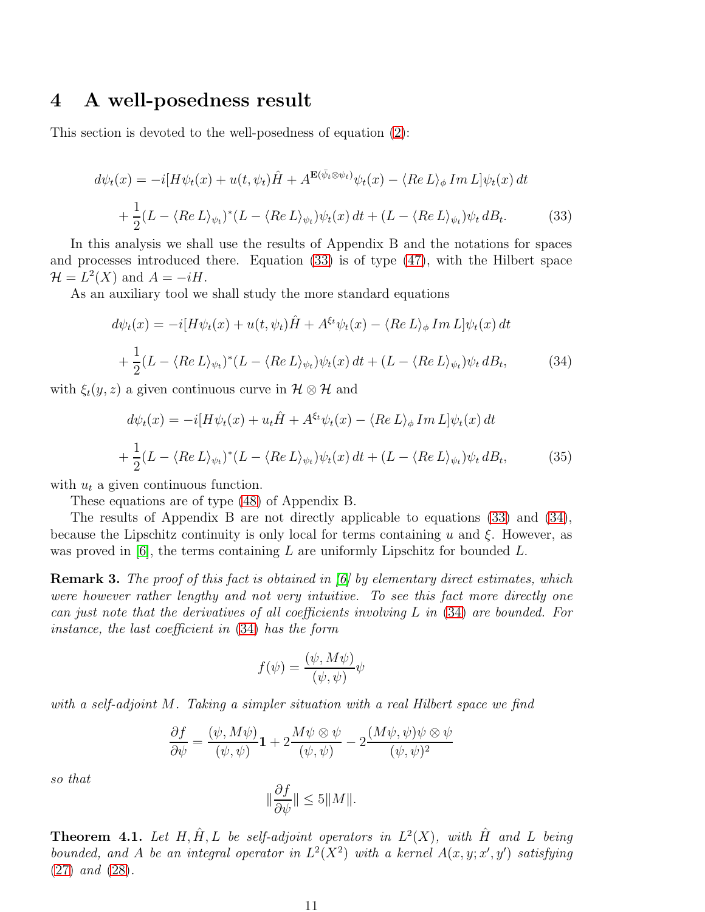# 4 A well-posedness result

This section is devoted to the well-posedness of equation (2):

$$
\begin{aligned}
d\psi_t(x) &= -i[H\psi_t(x) + u(t,\psi_t)\hat{H} + A^{\mathbf{E}(\bar{\psi}_t\otimes\psi_t)}\psi_t(x) - \langle Re\, L\rangle_\phi\, Im\, L]\psi_t(x)\, dt \\
&+ \frac{1}{2}(L - \langle Re\, L\rangle_{\psi_t})^*(L - \langle Re\, L\rangle_{\psi_t})\psi_t(x)\, dt + (L - \langle Re\, L\rangle_{\psi_t})\psi_t\, dB_t. \qquad (33)
\end{aligned}
$$

In this analysis we shall use the results of Appendix B and the notations for spaces and processes introduced there. Equation (33) is of type (47), with the Hilbert space $\mathcal{H} = L^2(X)$ and $A = -iH$.

As an auxiliary tool we shall study the more standard equations

$$
\begin{aligned}
d\psi_t(x) &= -i[H\psi_t(x) + u(t,\psi_t)\hat{H} + A^{\xi_t}\psi_t(x) - \langle Re\, L\rangle_\phi\, Im\, L]\psi_t(x)\, dt \\
&+ \frac{1}{2}(L - \langle Re\, L\rangle_{\psi_t})^*(L - \langle Re\, L\rangle_{\psi_t})\psi_t(x)\, dt + (L - \langle Re\, L\rangle_{\psi_t})\psi_t\, dB_t, \qquad (34)
\end{aligned}
$$

with $\xi_t(y,z)$ a given continuous curve in $\mathcal{H}\otimes\mathcal{H}$ and

$$
\begin{aligned}
d\psi_t(x) &= -i[H\psi_t(x) + u_t\hat{H} + A^{\xi_t}\psi_t(x) - \langle Re\, L\rangle_\phi\, Im\, L]\psi_t(x)\, dt \\
&+ \frac{1}{2}(L - \langle Re\, L\rangle_{\psi_t})^*(L - \langle Re\, L\rangle_{\psi_t})\psi_t(x)\, dt + (L - \langle Re\, L\rangle_{\psi_t})\psi_t\, dB_t, \qquad (35)
\end{aligned}
$$

with $u_t$ a given continuous function.

These equations are of type (48) of Appendix B.

The results of Appendix B are not directly applicable to equations (33) and (34), because the Lipschitz continuity is only local for terms containing $u$ and $\xi$. However, as was proved in [6], the terms containing $L$ are uniformly Lipschitz for bounded $L$.

**Remark 3.** *The proof of this fact is obtained in [6] by elementary direct estimates, which were however rather lengthy and not very intuitive. To see this fact more directly one can just note that the derivatives of all coefficients involving $L$ in (34) are bounded. For instance, the last coefficient in (34) has the form*

$$
f(\psi) = \frac{(\psi, M\psi)}{(\psi,\psi)}\psi
$$

*with a self-adjoint $M$. Taking a simpler situation with a real Hilbert space we find*

$$
\frac{\partial f}{\partial \psi} = \frac{(\psi, M\psi)}{(\psi,\psi)}\mathbf{1} + 2\frac{M\psi\otimes\psi}{(\psi,\psi)} - 2\frac{(M\psi,\psi)\psi\otimes\psi}{(\psi,\psi)^2}
$$

*so that*

$$
\|\frac{\partial f}{\partial \psi}\| \leq 5\|M\|.
$$

**Theorem 4.1.** *Let $H, \hat{H}, L$ be self-adjoint operators in $L^2(X)$, with $\hat{H}$ and $L$ being bounded, and $A$ be an integral operator in $L^2(X^2)$ with a kernel $A(x,y;x',y')$ satisfying (27) and (28).*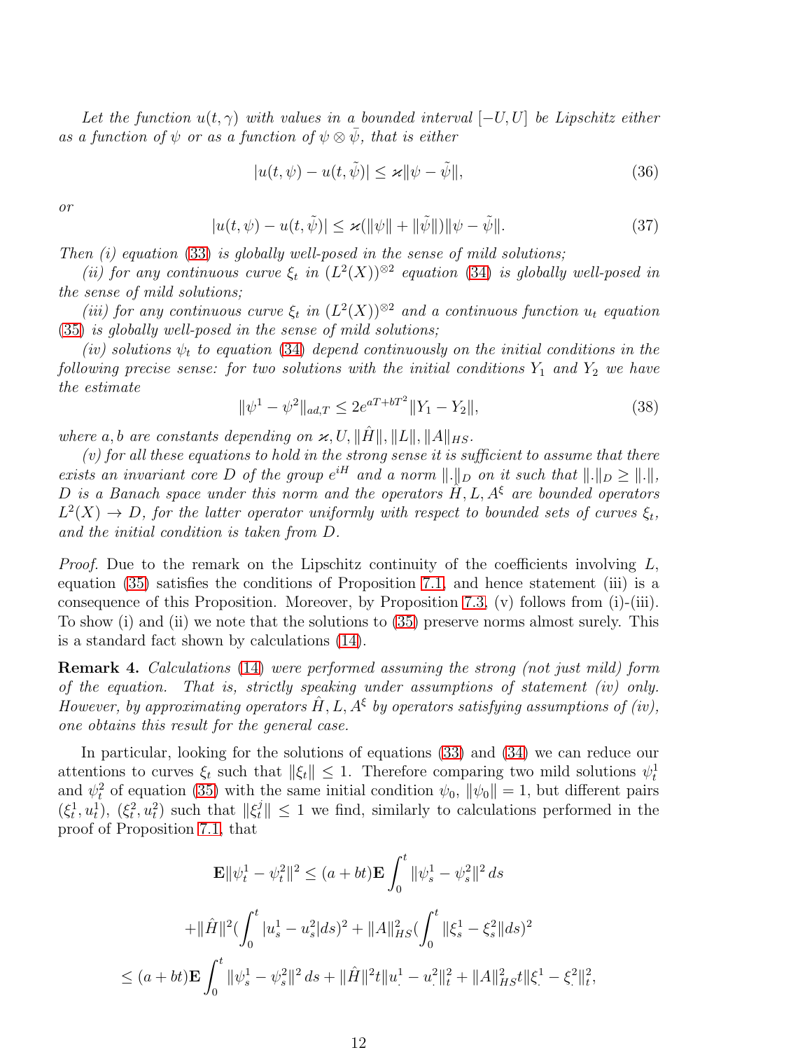*Let the function $u(t, \gamma)$ with values in a bounded interval $[-U, U]$ be Lipschitz either as a function of $\psi$ or as a function of $\psi \otimes \bar{\psi}$, that is either*

$$|u(t, \psi) - u(t, \tilde{\psi})| \leq \varkappa \|\psi - \tilde{\psi}\|, \tag{36}$$

*or*

$$|u(t, \psi) - u(t, \tilde{\psi})| \leq \varkappa(\|\psi\| + \|\tilde{\psi}\|)\|\psi - \tilde{\psi}\|. \tag{37}$$

*Then (i) equation (33) is globally well-posed in the sense of mild solutions;*

*(ii) for any continuous curve $\xi_t$ in $(L^2(X))^{\otimes 2}$ equation (34) is globally well-posed in the sense of mild solutions;*

*(iii) for any continuous curve $\xi_t$ in $(L^2(X))^{\otimes 2}$ and a continuous function $u_t$ equation (35) is globally well-posed in the sense of mild solutions;*

*(iv) solutions $\psi_t$ to equation (34) depend continuously on the initial conditions in the following precise sense: for two solutions with the initial conditions $Y_1$ and $Y_2$ we have the estimate*

$$\|\psi^1 - \psi^2\|_{ad,T} \leq 2e^{aT + bT^2}\|Y_1 - Y_2\|, \tag{38}$$

*where $a, b$ are constants depending on $\varkappa, U, \|\hat{H}\|, \|L\|, \|A\|_{HS}$.*

*(v) for all these equations to hold in the strong sense it is sufficient to assume that there exists an invariant core $D$ of the group $e^{iH}$ and a norm $\|.\|_D$ on it such that $\|.\|_D \geq \|.\|$, $D$ is a Banach space under this norm and the operators $\hat{H}, L, A^{\xi}$ are bounded operators $L^2(X) \to D$, for the latter operator uniformly with respect to bounded sets of curves $\xi_t$, and the initial condition is taken from $D$.*

*Proof.* Due to the remark on the Lipschitz continuity of the coefficients involving $L$, equation (35) satisfies the conditions of Proposition 7.1, and hence statement (iii) is a consequence of this Proposition. Moreover, by Proposition 7.3, (v) follows from (i)-(iii). To show (i) and (ii) we note that the solutions to (35) preserve norms almost surely. This is a standard fact shown by calculations (14).

**Remark 4.** *Calculations (14) were performed assuming the strong (not just mild) form of the equation. That is, strictly speaking under assumptions of statement (iv) only. However, by approximating operators $\hat{H}, L, A^{\xi}$ by operators satisfying assumptions of (iv), one obtains this result for the general case.*

In particular, looking for the solutions of equations (33) and (34) we can reduce our attentions to curves $\xi_t$ such that $\|\xi_t\| \leq 1$. Therefore comparing two mild solutions $\psi_t^1$ and $\psi_t^2$ of equation (35) with the same initial condition $\psi_0$, $\|\psi_0\| = 1$, but different pairs $(\xi_t^1, u_t^1)$, $(\xi_t^2, u_t^2)$ such that $\|\xi_t^j\| \leq 1$ we find, similarly to calculations performed in the proof of Proposition 7.1, that

$$\mathbf{E}\|\psi_t^1 - \psi_t^2\|^2 \leq (a + bt)\mathbf{E}\int_0^t \|\psi_s^1 - \psi_s^2\|^2 \, ds$$

$$+ \|\hat{H}\|^2 (\int_0^t |u_s^1 - u_s^2| ds)^2 + \|A\|_{HS}^2 (\int_0^t \|\xi_s^1 - \xi_s^2\| ds)^2$$

$$\leq (a + bt)\mathbf{E}\int_0^t \|\psi_s^1 - \psi_s^2\|^2 \, ds + \|\hat{H}\|^2 t \|u_.^1 - u_.^2\|_t^2 + \|A\|_{HS}^2 t \|\xi_.^1 - \xi_.^2\|_t^2,$$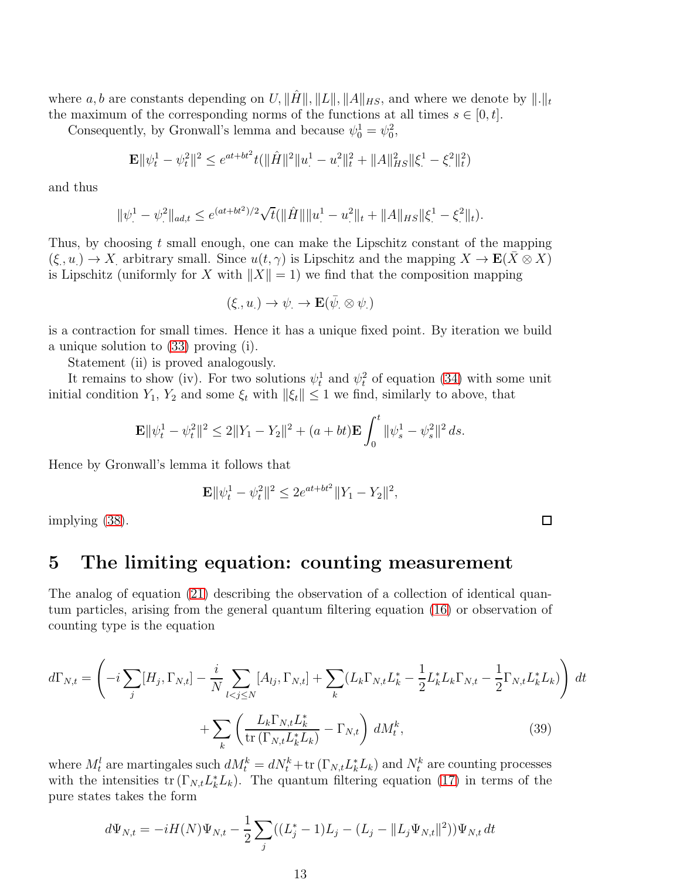where $a, b$ are constants depending on $U, \|\hat{H}\|, \|L\|, \|A\|_{HS}$, and where we denote by $\|.\|_t$ the maximum of the corresponding norms of the functions at all times $s \in [0, t]$.

Consequently, by Gronwall's lemma and because $\psi_0^1 = \psi_0^2$,

$$\mathbf{E}\|\psi_t^1 - \psi_t^2\|^2 \le e^{at+bt^2} t(\|\hat{H}\|^2 \|u_\cdot^1 - u_\cdot^2\|_t^2 + \|A\|_{HS}^2 \|\xi_\cdot^1 - \xi_\cdot^2\|_t^2)$$

and thus

$$\|\psi_\cdot^1 - \psi_\cdot^2\|_{ad,t} \le e^{(at+bt^2)/2} \sqrt{t}(\|\hat{H}\| \|u_\cdot^1 - u_\cdot^2\|_t + \|A\|_{HS} \|\xi_\cdot^1 - \xi_\cdot^2\|_t).$$

Thus, by choosing $t$ small enough, one can make the Lipschitz constant of the mapping $(\xi_\cdot, u_\cdot) \to X_\cdot$ arbitrary small. Since $u(t, \gamma)$ is Lipschitz and the mapping $X \to \mathbf{E}(\bar{X} \otimes X)$ is Lipschitz (uniformly for $X$ with $\|X\| = 1$) we find that the composition mapping

$$(\xi_\cdot, u_\cdot) \to \psi_\cdot \to \mathbf{E}(\bar{\psi}_\cdot \otimes \psi_\cdot)$$

is a contraction for small times. Hence it has a unique fixed point. By iteration we build a unique solution to (33) proving (i).

Statement (ii) is proved analogously.

It remains to show (iv). For two solutions $\psi_t^1$ and $\psi_t^2$ of equation (34) with some unit initial condition $Y_1$, $Y_2$ and some $\xi_t$ with $\|\xi_t\| \le 1$ we find, similarly to above, that

$$\mathbf{E}\|\psi_t^1 - \psi_t^2\|^2 \le 2\|Y_1 - Y_2\|^2 + (a + bt)\mathbf{E} \int_0^t \|\psi_s^1 - \psi_s^2\|^2 \, ds.$$

Hence by Gronwall's lemma it follows that

$$\mathbf{E}\|\psi_t^1 - \psi_t^2\|^2 \le 2e^{at+bt^2} \|Y_1 - Y_2\|^2,$$

implying (38). □

# 5 The limiting equation: counting measurement

The analog of equation (21) describing the observation of a collection of identical quantum particles, arising from the general quantum filtering equation (16) or observation of counting type is the equation

$$d\Gamma_{N,t} = \left( -i \sum_j [H_j, \Gamma_{N,t}] - \frac{i}{N} \sum_{l<j\le N} [A_{lj}, \Gamma_{N,t}] + \sum_k (L_k \Gamma_{N,t} L_k^* - \frac{1}{2} L_k^* L_k \Gamma_{N,t} - \frac{1}{2} \Gamma_{N,t} L_k^* L_k) \right) dt$$

$$+ \sum_k \left( \frac{L_k \Gamma_{N,t} L_k^*}{\operatorname{tr}(\Gamma_{N,t} L_k^* L_k)} - \Gamma_{N,t} \right) dM_t^k, \tag{39}$$

where $M_t^l$ are martingales such $dM_t^k = dN_t^k + \operatorname{tr}(\Gamma_{N,t} L_k^* L_k)$ and $N_t^k$ are counting processes with the intensities $\operatorname{tr}(\Gamma_{N,t} L_k^* L_k)$. The quantum filtering equation (17) in terms of the pure states takes the form

$$d\Psi_{N,t} = -iH(N)\Psi_{N,t} - \frac{1}{2} \sum_j ((L_j^* - 1)L_j - (L_j - \|L_j \Psi_{N,t}\|^2))\Psi_{N,t} \, dt$$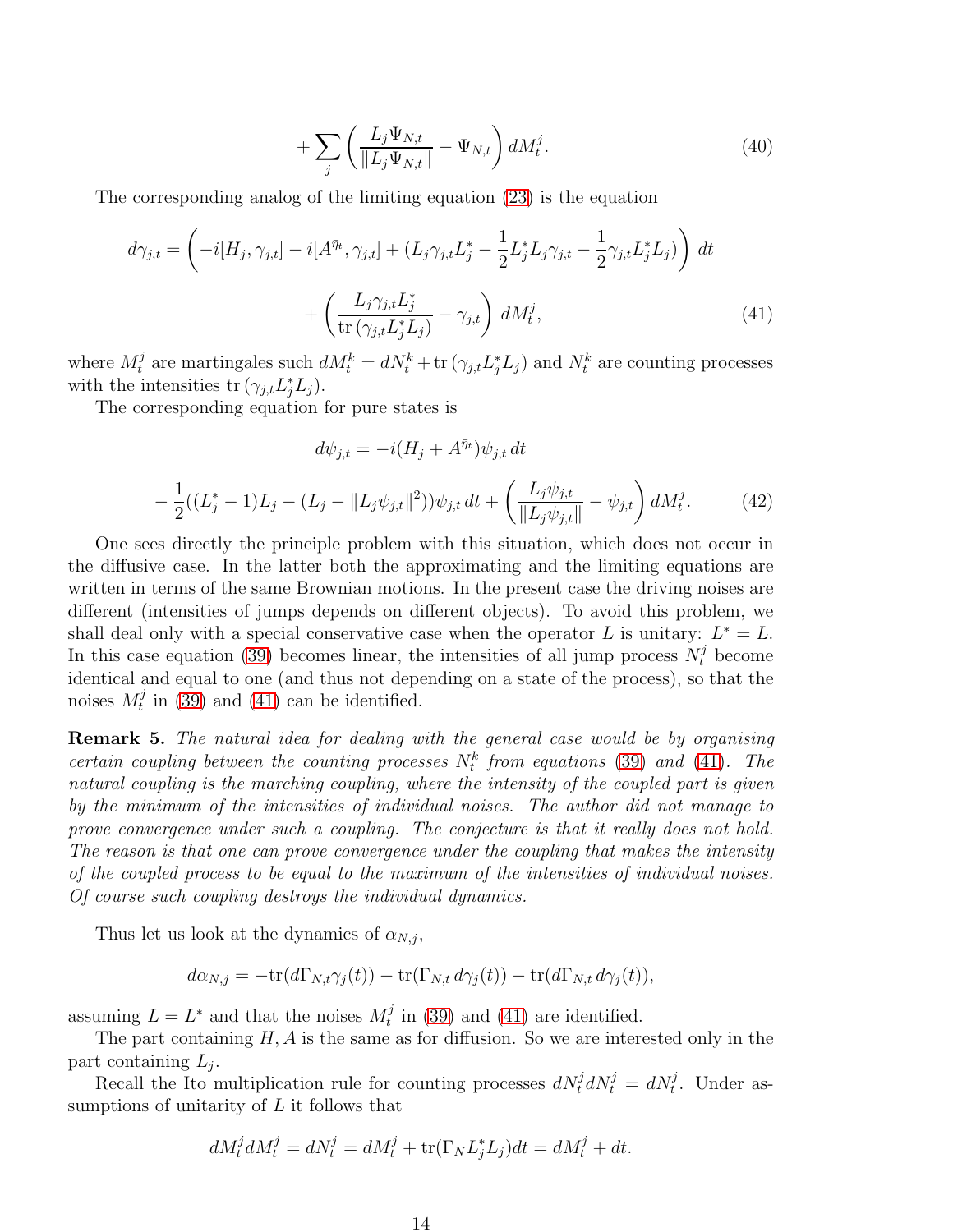$$+\sum_j \left(\frac{L_j \Psi_{N,t}}{\|L_j \Psi_{N,t}\|} - \Psi_{N,t}\right) dM_t^j. \tag{40}$$

The corresponding analog of the limiting equation (23) is the equation

$$d\gamma_{j,t} = \left(-i[H_j, \gamma_{j,t}] - i[A^{\bar{\eta}_t}, \gamma_{j,t}] + (L_j \gamma_{j,t} L_j^* - \frac{1}{2} L_j^* L_j \gamma_{j,t} - \frac{1}{2}\gamma_{j,t} L_j^* L_j)\right) dt$$
$$+ \left(\frac{L_j \gamma_{j,t} L_j^*}{\mathrm{tr}\,(\gamma_{j,t} L_j^* L_j)} - \gamma_{j,t}\right) dM_t^j, \tag{41}$$

where $M_t^j$ are martingales such $dM_t^k = dN_t^k + \mathrm{tr}\,(\gamma_{j,t} L_j^* L_j)$ and $N_t^k$ are counting processes with the intensities $\mathrm{tr}\,(\gamma_{j,t} L_j^* L_j)$.

The corresponding equation for pure states is

$$d\psi_{j,t} = -i(H_j + A^{\bar{\eta}_t})\psi_{j,t}\, dt$$
$$-\frac{1}{2}((L_j^* - 1)L_j - (L_j - \|L_j \psi_{j,t}\|^2))\psi_{j,t}\, dt + \left(\frac{L_j \psi_{j,t}}{\|L_j \psi_{j,t}\|} - \psi_{j,t}\right) dM_t^j. \tag{42}$$

One sees directly the principle problem with this situation, which does not occur in the diffusive case. In the latter both the approximating and the limiting equations are written in terms of the same Brownian motions. In the present case the driving noises are different (intensities of jumps depends on different objects). To avoid this problem, we shall deal only with a special conservative case when the operator $L$ is unitary: $L^* = L$. In this case equation (39) becomes linear, the intensities of all jump process $N_t^j$ become identical and equal to one (and thus not depending on a state of the process), so that the noises $M_t^j$ in (39) and (41) can be identified.

**Remark 5.** *The natural idea for dealing with the general case would be by organising certain coupling between the counting processes $N_t^k$ from equations (39) and (41). The natural coupling is the marching coupling, where the intensity of the coupled part is given by the minimum of the intensities of individual noises. The author did not manage to prove convergence under such a coupling. The conjecture is that it really does not hold. The reason is that one can prove convergence under the coupling that makes the intensity of the coupled process to be equal to the maximum of the intensities of individual noises. Of course such coupling destroys the individual dynamics.*

Thus let us look at the dynamics of $\alpha_{N,j}$,

$$d\alpha_{N,j} = -\mathrm{tr}(d\Gamma_{N,t}\gamma_j(t)) - \mathrm{tr}(\Gamma_{N,t}\, d\gamma_j(t)) - \mathrm{tr}(d\Gamma_{N,t}\, d\gamma_j(t)),$$

assuming $L = L^*$ and that the noises $M_t^j$ in (39) and (41) are identified.

The part containing $H, A$ is the same as for diffusion. So we are interested only in the part containing $L_j$.

Recall the Ito multiplication rule for counting processes $dN_t^j dN_t^j = dN_t^j$. Under assumptions of unitarity of $L$ it follows that

$$dM_t^j dM_t^j = dN_t^j = dM_t^j + \mathrm{tr}(\Gamma_N L_j^* L_j)dt = dM_t^j + dt.$$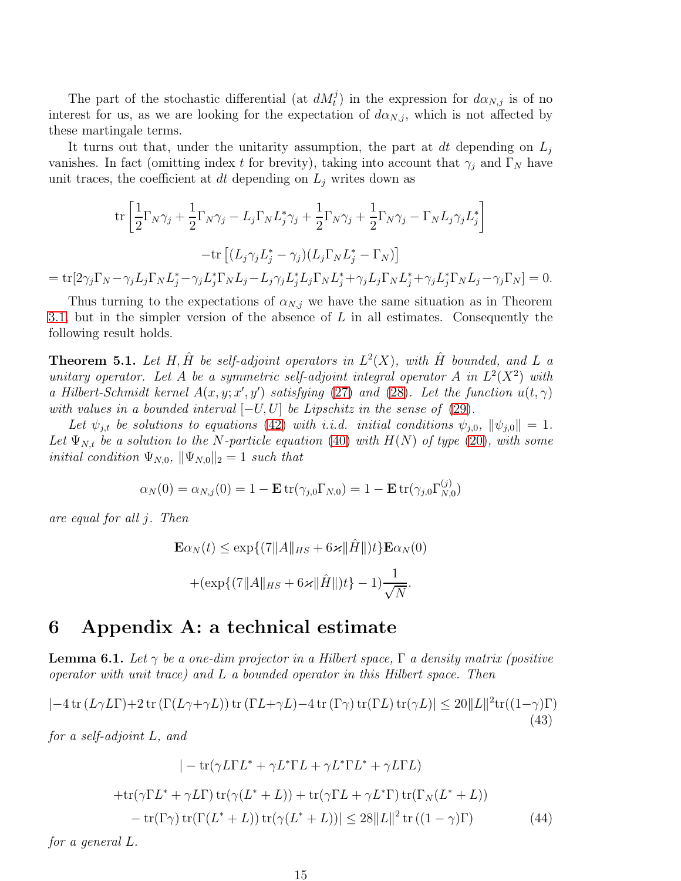The part of the stochastic differential (at $dM_t^j$) in the expression for $d\alpha_{N,j}$ is of no interest for us, as we are looking for the expectation of $d\alpha_{N,j}$, which is not affected by these martingale terms.

It turns out that, under the unitarity assumption, the part at $dt$ depending on $L_j$ vanishes. In fact (omitting index $t$ for brevity), taking into account that $\gamma_j$ and $\Gamma_N$ have unit traces, the coefficient at $dt$ depending on $L_j$ writes down as

$$\operatorname{tr}\left[\frac{1}{2}\Gamma_N\gamma_j + \frac{1}{2}\Gamma_N\gamma_j - L_j\Gamma_N L_j^*\gamma_j + \frac{1}{2}\Gamma_N\gamma_j + \frac{1}{2}\Gamma_N\gamma_j - \Gamma_N L_j\gamma_j L_j^*\right]$$

$$-\operatorname{tr}\left[(L_j\gamma_j L_j^* - \gamma_j)(L_j\Gamma_N L_j^* - \Gamma_N)\right]$$

$$= \operatorname{tr}[2\gamma_j\Gamma_N - \gamma_j L_j\Gamma_N L_j^* - \gamma_j L_j^*\Gamma_N L_j - L_j\gamma_j L_j^* L_j\Gamma_N L_j^* + \gamma_j L_j\Gamma_N L_j^* + \gamma_j L_j^*\Gamma_N L_j - \gamma_j\Gamma_N] = 0.$$

Thus turning to the expectations of $\alpha_{N,j}$ we have the same situation as in Theorem 3.1, but in the simpler version of the absence of $L$ in all estimates. Consequently the following result holds.

**Theorem 5.1.** *Let $H, \hat{H}$ be self-adjoint operators in $L^2(X)$, with $\hat{H}$ bounded, and $L$ a unitary operator. Let $A$ be a symmetric self-adjoint integral operator $A$ in $L^2(X^2)$ with a Hilbert-Schmidt kernel $A(x, y; x', y')$ satisfying (27) and (28). Let the function $u(t, \gamma)$ with values in a bounded interval $[-U, U]$ be Lipschitz in the sense of (29).*

*Let $\psi_{j,t}$ be solutions to equations (42) with i.i.d. initial conditions $\psi_{j,0}$, $\|\psi_{j,0}\| = 1$. Let $\Psi_{N,t}$ be a solution to the $N$-particle equation (40) with $H(N)$ of type (20), with some initial condition $\Psi_{N,0}$, $\|\Psi_{N,0}\|_2 = 1$ such that*

$$\alpha_N(0) = \alpha_{N,j}(0) = 1 - \mathbf{E}\operatorname{tr}(\gamma_{j,0}\Gamma_{N,0}) = 1 - \mathbf{E}\operatorname{tr}(\gamma_{j,0}\Gamma_{N,0}^{(j)})$$

*are equal for all $j$. Then*

$$\mathbf{E}\alpha_N(t) \le \exp\{(7\|A\|_{HS} + 6\varkappa\|\hat{H}\|)t\}\mathbf{E}\alpha_N(0)$$

$$+(\exp\{(7\|A\|_{HS} + 6\varkappa\|\hat{H}\|)t\} - 1)\frac{1}{\sqrt{N}}.$$

# 6 Appendix A: a technical estimate

**Lemma 6.1.** *Let $\gamma$ be a one-dim projector in a Hilbert space, $\Gamma$ a density matrix (positive operator with unit trace) and $L$ a bounded operator in this Hilbert space. Then*

$$|-4\operatorname{tr}(L\gamma L\Gamma) + 2\operatorname{tr}(\Gamma(L\gamma + \gamma L))\operatorname{tr}(\Gamma L + \gamma L) - 4\operatorname{tr}(\Gamma\gamma)\operatorname{tr}(\Gamma L)\operatorname{tr}(\gamma L)| \le 20\|L\|^2\operatorname{tr}((1-\gamma)\Gamma) \tag{43}$$

*for a self-adjoint $L$, and*

$$|-\operatorname{tr}(\gamma L\Gamma L^* + \gamma L^*\Gamma L + \gamma L^*\Gamma L^* + \gamma L\Gamma L)$$

$$+\operatorname{tr}(\gamma\Gamma L^* + \gamma L\Gamma)\operatorname{tr}(\gamma(L^* + L)) + \operatorname{tr}(\gamma\Gamma L + \gamma L^*\Gamma)\operatorname{tr}(\Gamma_N(L^* + L))$$

$$-\operatorname{tr}(\Gamma\gamma)\operatorname{tr}(\Gamma(L^* + L))\operatorname{tr}(\gamma(L^* + L))| \le 28\|L\|^2\operatorname{tr}((1-\gamma)\Gamma) \tag{44}$$

*for a general $L$.*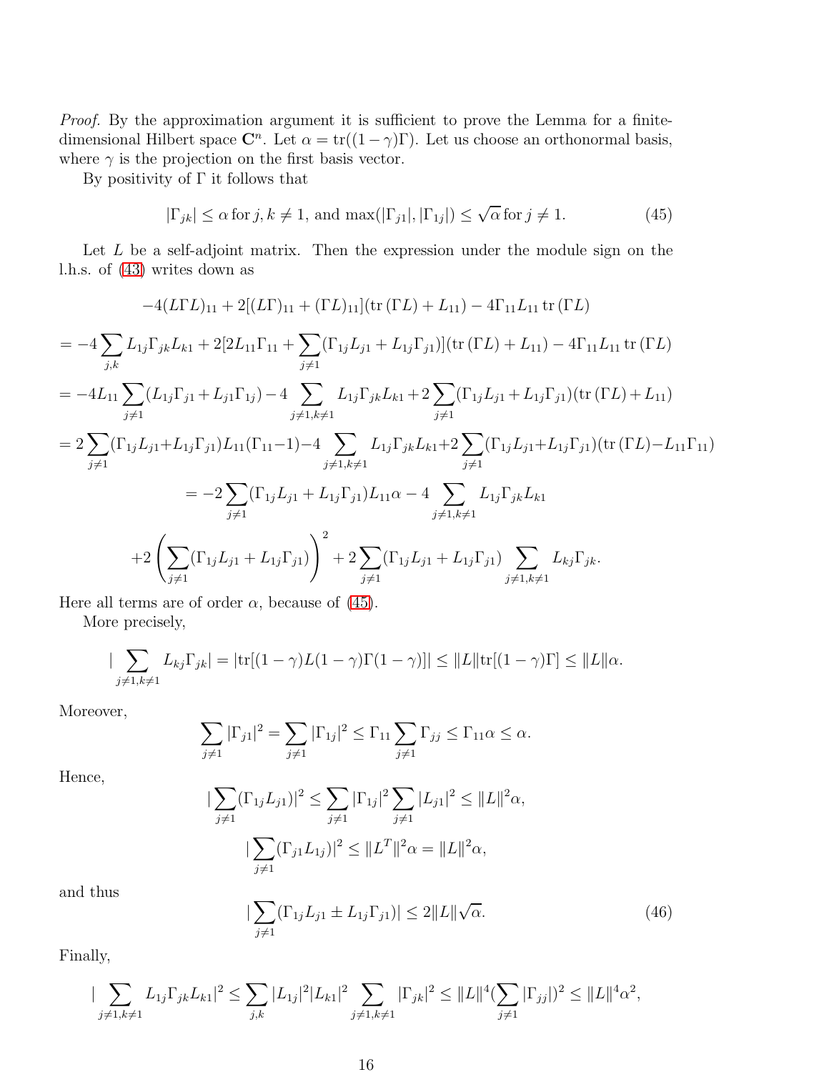*Proof.* By the approximation argument it is sufficient to prove the Lemma for a finite-dimensional Hilbert space $\mathbf{C}^n$. Let $\alpha = \operatorname{tr}((1-\gamma)\Gamma)$. Let us choose an orthonormal basis, where $\gamma$ is the projection on the first basis vector.

By positivity of $\Gamma$ it follows that

$$|\Gamma_{jk}| \leq \alpha \text{ for } j,k \neq 1, \text{ and } \max(|\Gamma_{j1}|, |\Gamma_{1j}|) \leq \sqrt{\alpha} \text{ for } j \neq 1. \tag{45}$$

Let $L$ be a self-adjoint matrix. Then the expression under the module sign on the l.h.s. of (43) writes down as

$$-4(L\Gamma L)_{11} + 2[(L\Gamma)_{11} + (\Gamma L)_{11}](\operatorname{tr}(\Gamma L) + L_{11}) - 4\Gamma_{11}L_{11}\operatorname{tr}(\Gamma L)$$

$$= -4\sum_{j,k} L_{1j}\Gamma_{jk}L_{k1} + 2[2L_{11}\Gamma_{11} + \sum_{j\neq 1}(\Gamma_{1j}L_{j1} + L_{1j}\Gamma_{j1})](\operatorname{tr}(\Gamma L) + L_{11}) - 4\Gamma_{11}L_{11}\operatorname{tr}(\Gamma L)$$

$$= -4L_{11}\sum_{j\neq 1}(L_{1j}\Gamma_{j1} + L_{j1}\Gamma_{1j}) - 4\sum_{j\neq 1, k\neq 1} L_{1j}\Gamma_{jk}L_{k1} + 2\sum_{j\neq 1}(\Gamma_{1j}L_{j1} + L_{1j}\Gamma_{j1})(\operatorname{tr}(\Gamma L) + L_{11})$$

$$= 2\sum_{j\neq 1}(\Gamma_{1j}L_{j1} + L_{1j}\Gamma_{j1})L_{11}(\Gamma_{11} - 1) - 4\sum_{j\neq 1,k\neq 1} L_{1j}\Gamma_{jk}L_{k1} + 2\sum_{j\neq 1}(\Gamma_{1j}L_{j1} + L_{1j}\Gamma_{j1})(\operatorname{tr}(\Gamma L) - L_{11}\Gamma_{11})$$

$$= -2\sum_{j\neq 1}(\Gamma_{1j}L_{j1} + L_{1j}\Gamma_{j1})L_{11}\alpha - 4\sum_{j\neq 1,k\neq 1} L_{1j}\Gamma_{jk}L_{k1}$$

$$+2\left(\sum_{j\neq 1}(\Gamma_{1j}L_{j1} + L_{1j}\Gamma_{j1})\right)^2 + 2\sum_{j\neq 1}(\Gamma_{1j}L_{j1} + L_{1j}\Gamma_{j1})\sum_{j\neq 1,k\neq 1} L_{kj}\Gamma_{jk}.$$

Here all terms are of order $\alpha$, because of (45).

More precisely,

$$|\sum_{j\neq 1,k\neq 1} L_{kj}\Gamma_{jk}| = |\operatorname{tr}[(1-\gamma)L(1-\gamma)\Gamma(1-\gamma)]| \leq \|L\|\operatorname{tr}[(1-\gamma)\Gamma] \leq \|L\|\alpha.$$

Moreover,

$$\sum_{j\neq 1}|\Gamma_{j1}|^2 = \sum_{j\neq 1}|\Gamma_{1j}|^2 \leq \Gamma_{11}\sum_{j\neq 1}\Gamma_{jj} \leq \Gamma_{11}\alpha \leq \alpha.$$

Hence,

$$|\sum_{j\neq 1}(\Gamma_{1j}L_{j1})|^2 \leq \sum_{j\neq 1}|\Gamma_{1j}|^2\sum_{j\neq 1}|L_{j1}|^2 \leq \|L\|^2\alpha,$$

$$|\sum_{j\neq 1}(\Gamma_{j1}L_{1j})|^2 \leq \|L^T\|^2\alpha = \|L\|^2\alpha,$$

and thus

$$|\sum_{j\neq 1}(\Gamma_{1j}L_{j1} \pm L_{1j}\Gamma_{j1})| \leq 2\|L\|\sqrt{\alpha}. \tag{46}$$

Finally,

$$|\sum_{j\neq 1,k\neq 1} L_{1j}\Gamma_{jk}L_{k1}|^2 \leq \sum_{j,k}|L_{1j}|^2|L_{k1}|^2\sum_{j\neq 1,k\neq 1}|\Gamma_{jk}|^2 \leq \|L\|^4(\sum_{j\neq 1}|\Gamma_{jj}|)^2 \leq \|L\|^4\alpha^2,$$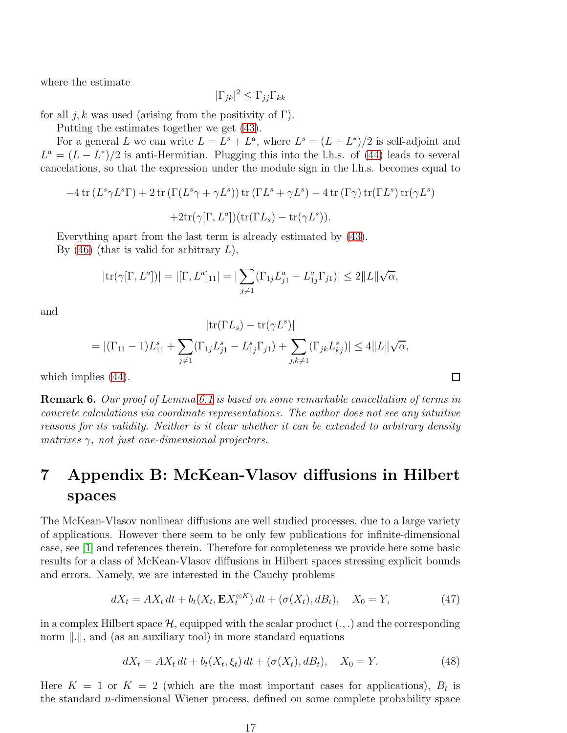where the estimate

$$|\Gamma_{jk}|^2 \leq \Gamma_{jj}\Gamma_{kk}$$

for all $j,k$ was used (arising from the positivity of $\Gamma$).

Putting the estimates together we get (43).

For a general $L$ we can write $L = L^s + L^a$, where $L^s = (L + L^*)/2$ is self-adjoint and $L^a = (L - L^*)/2$ is anti-Hermitian. Plugging this into the l.h.s. of (44) leads to several cancelations, so that the expression under the module sign in the l.h.s. becomes equal to

$$-4\,\mathrm{tr}\,(L^s\gamma L^s\Gamma) + 2\,\mathrm{tr}\,(\Gamma(L^s\gamma + \gamma L^s))\,\mathrm{tr}\,(\Gamma L^s + \gamma L^s) - 4\,\mathrm{tr}\,(\Gamma\gamma)\,\mathrm{tr}(\Gamma L^s)\,\mathrm{tr}(\gamma L^s)$$

$$+2\mathrm{tr}(\gamma[\Gamma, L^a])(\mathrm{tr}(\Gamma L_s) - \mathrm{tr}(\gamma L^s)).$$

Everything apart from the last term is already estimated by (43).

By (46) (that is valid for arbitrary $L$),

$$|\mathrm{tr}(\gamma[\Gamma, L^a])| = |[\Gamma, L^a]_{11}| = |\sum_{j\neq 1}(\Gamma_{1j}L^a_{j1} - L^a_{1j}\Gamma_{j1})| \leq 2\|L\|\sqrt{\alpha},$$

and

$$|\mathrm{tr}(\Gamma L_s) - \mathrm{tr}(\gamma L^s)|$$

$$= |(\Gamma_{11} - 1)L^s_{11} + \sum_{j\neq 1}(\Gamma_{1j}L^s_{j1} - L^s_{1j}\Gamma_{j1}) + \sum_{j,k\neq 1}(\Gamma_{jk}L^s_{kj})| \leq 4\|L\|\sqrt{\alpha},$$

which implies (44). □

**Remark 6.** *Our proof of Lemma 6.1 is based on some remarkable cancellation of terms in concrete calculations via coordinate representations. The author does not see any intuitive reasons for its validity. Neither is it clear whether it can be extended to arbitrary density matrixes $\gamma$, not just one-dimensional projectors.*

# 7 Appendix B: McKean-Vlasov diffusions in Hilbert spaces

The McKean-Vlasov nonlinear diffusions are well studied processes, due to a large variety of applications. However there seem to be only few publications for infinite-dimensional case, see [1] and references therein. Therefore for completeness we provide here some basic results for a class of McKean-Vlasov diffusions in Hilbert spaces stressing explicit bounds and errors. Namely, we are interested in the Cauchy problems

$$dX_t = AX_t\,dt + b_t(X_t, \mathbf{E}X_t^{\otimes K})\,dt + (\sigma(X_t), dB_t), \quad X_0 = Y, \tag{47}$$

in a complex Hilbert space $\mathcal{H}$, equipped with the scalar product $(.,.)$ and the corresponding norm $\|.\|$, and (as an auxiliary tool) in more standard equations

$$dX_t = AX_t\,dt + b_t(X_t, \xi_t)\,dt + (\sigma(X_t), dB_t), \quad X_0 = Y. \tag{48}$$

Here $K = 1$ or $K = 2$ (which are the most important cases for applications), $B_t$ is the standard $n$-dimensional Wiener process, defined on some complete probability space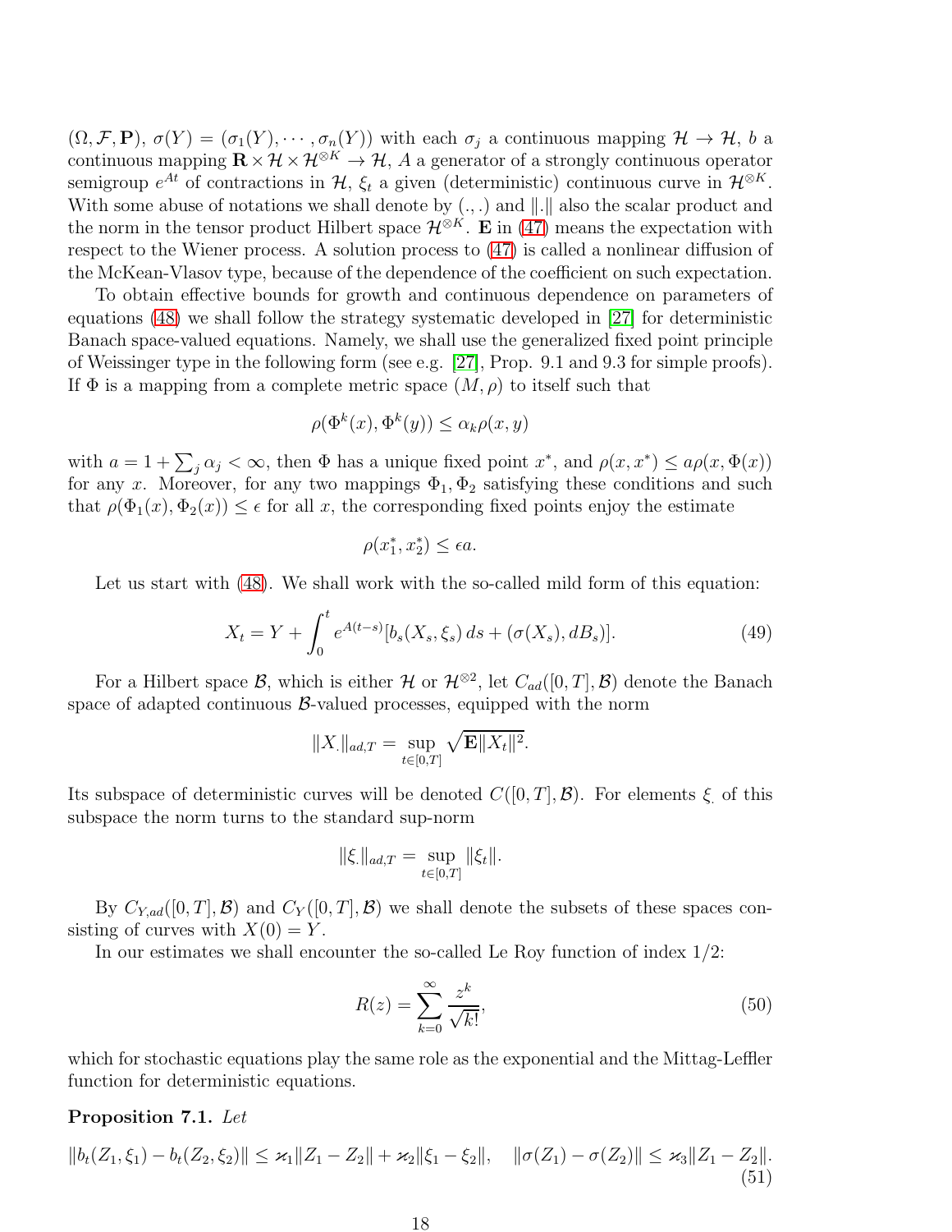$(\Omega, \mathcal{F}, \mathbf{P})$, $\sigma(Y) = (\sigma_1(Y), \cdots, \sigma_n(Y))$ with each $\sigma_j$ a continuous mapping $\mathcal{H} \to \mathcal{H}$, $b$ a continuous mapping $\mathbf{R} \times \mathcal{H} \times \mathcal{H}^{\otimes K} \to \mathcal{H}$, $A$ a generator of a strongly continuous operator semigroup $e^{At}$ of contractions in $\mathcal{H}$, $\xi_t$ a given (deterministic) continuous curve in $\mathcal{H}^{\otimes K}$. With some abuse of notations we shall denote by $(.,.)$ and $\|.\|$ also the scalar product and the norm in the tensor product Hilbert space $\mathcal{H}^{\otimes K}$. $\mathbf{E}$ in (47) means the expectation with respect to the Wiener process. A solution process to (47) is called a nonlinear diffusion of the McKean-Vlasov type, because of the dependence of the coefficient on such expectation.

To obtain effective bounds for growth and continuous dependence on parameters of equations (48) we shall follow the strategy systematic developed in [27] for deterministic Banach space-valued equations. Namely, we shall use the generalized fixed point principle of Weissinger type in the following form (see e.g. [27], Prop. 9.1 and 9.3 for simple proofs). If $\Phi$ is a mapping from a complete metric space $(M, \rho)$ to itself such that

$$\rho(\Phi^k(x), \Phi^k(y)) \le \alpha_k \rho(x, y)$$

with $a = 1 + \sum_j \alpha_j < \infty$, then $\Phi$ has a unique fixed point $x^*$, and $\rho(x, x^*) \le a\rho(x, \Phi(x))$ for any $x$. Moreover, for any two mappings $\Phi_1, \Phi_2$ satisfying these conditions and such that $\rho(\Phi_1(x), \Phi_2(x)) \le \epsilon$ for all $x$, the corresponding fixed points enjoy the estimate

$$\rho(x_1^*, x_2^*) \le \epsilon a.$$

Let us start with (48). We shall work with the so-called mild form of this equation:

$$X_t = Y + \int_0^t e^{A(t-s)}[b_s(X_s, \xi_s)\, ds + (\sigma(X_s), dB_s)]. \tag{49}$$

For a Hilbert space $\mathcal{B}$, which is either $\mathcal{H}$ or $\mathcal{H}^{\otimes 2}$, let $C_{ad}([0,T], \mathcal{B})$ denote the Banach space of adapted continuous $\mathcal{B}$-valued processes, equipped with the norm

$$\|X_.\|_{ad,T} = \sup_{t \in [0,T]} \sqrt{\mathbf{E}\|X_t\|^2}.$$

Its subspace of deterministic curves will be denoted $C([0,T], \mathcal{B})$. For elements $\xi_.$ of this subspace the norm turns to the standard sup-norm

$$\|\xi_.\|_{ad,T} = \sup_{t \in [0,T]} \|\xi_t\|.$$

By $C_{Y,ad}([0,T], \mathcal{B})$ and $C_Y([0,T], \mathcal{B})$ we shall denote the subsets of these spaces consisting of curves with $X(0) = Y$.

In our estimates we shall encounter the so-called Le Roy function of index $1/2$:

$$R(z) = \sum_{k=0}^{\infty} \frac{z^k}{\sqrt{k!}}, \tag{50}$$

which for stochastic equations play the same role as the exponential and the Mittag-Leffler function for deterministic equations.

**Proposition 7.1.** *Let*

$$\|b_t(Z_1, \xi_1) - b_t(Z_2, \xi_2)\| \le \varkappa_1 \|Z_1 - Z_2\| + \varkappa_2 \|\xi_1 - \xi_2\|, \quad \|\sigma(Z_1) - \sigma(Z_2)\| \le \varkappa_3 \|Z_1 - Z_2\|. \tag{51}$$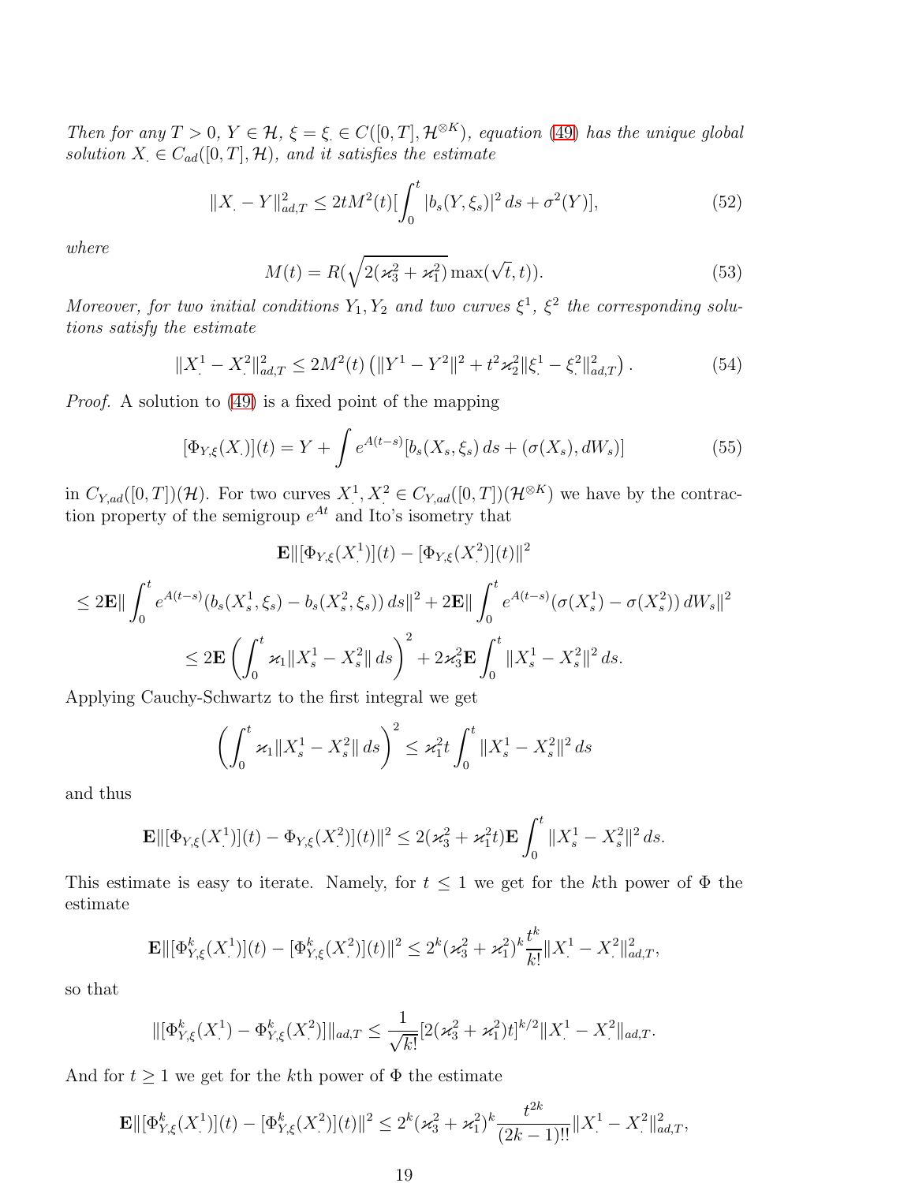*Then for any $T > 0$, $Y \in \mathcal{H}$, $\xi = \xi_. \in C([0,T], \mathcal{H}^{\otimes K})$, equation (49) has the unique global solution $X_. \in C_{ad}([0,T], \mathcal{H})$, and it satisfies the estimate*

$$\|X_. - Y\|^2_{ad,T} \leq 2tM^2(t)[\int_0^t |b_s(Y, \xi_s)|^2 \, ds + \sigma^2(Y)], \tag{52}$$

*where*

$$M(t) = R(\sqrt{2(\varkappa_3^2 + \varkappa_1^2)} \max(\sqrt{t}, t)). \tag{53}$$

*Moreover, for two initial conditions $Y_1, Y_2$ and two curves $\xi^1$, $\xi^2$ the corresponding solutions satisfy the estimate*

$$\|X^1_. - X^2_.\|^2_{ad,T} \leq 2M^2(t) \left( \|Y^1 - Y^2\|^2 + t^2 \varkappa_2^2 \|\xi^1_. - \xi^2_.\|^2_{ad,T} \right). \tag{54}$$

*Proof.* A solution to (49) is a fixed point of the mapping

$$[\Phi_{Y,\xi}(X_.)](t) = Y + \int e^{A(t-s)}[b_s(X_s, \xi_s) \, ds + (\sigma(X_s), dW_s)] \tag{55}$$

in $C_{Y,ad}([0,T])(\mathcal{H})$. For two curves $X^1_., X^2_. \in C_{Y,ad}([0,T])(\mathcal{H}^{\otimes K})$ we have by the contraction property of the semigroup $e^{At}$ and Ito's isometry that

$$\mathbf{E}\|[\Phi_{Y,\xi}(X^1_.)](t) - [\Phi_{Y,\xi}(X^2_.)](t)\|^2$$

$$\leq 2\mathbf{E}\| \int_0^t e^{A(t-s)}(b_s(X^1_s, \xi_s) - b_s(X^2_s, \xi_s)) \, ds\|^2 + 2\mathbf{E}\| \int_0^t e^{A(t-s)}(\sigma(X^1_s) - \sigma(X^2_s)) \, dW_s\|^2$$

$$\leq 2\mathbf{E} \left( \int_0^t \varkappa_1 \|X^1_s - X^2_s\| \, ds \right)^2 + 2\varkappa_3^2 \mathbf{E} \int_0^t \|X^1_s - X^2_s\|^2 \, ds.$$

Applying Cauchy-Schwartz to the first integral we get

$$\left( \int_0^t \varkappa_1 \|X^1_s - X^2_s\| \, ds \right)^2 \leq \varkappa_1^2 t \int_0^t \|X^1_s - X^2_s\|^2 \, ds$$

and thus

$$\mathbf{E}\|[\Phi_{Y,\xi}(X^1_.)](t) - \Phi_{Y,\xi}(X^2_.)](t)\|^2 \leq 2(\varkappa_3^2 + \varkappa_1^2 t)\mathbf{E} \int_0^t \|X^1_s - X^2_s\|^2 \, ds.$$

This estimate is easy to iterate. Namely, for $t \leq 1$ we get for the $k$th power of $\Phi$ the estimate

$$\mathbf{E}\|[\Phi^k_{Y,\xi}(X^1_.)](t) - [\Phi^k_{Y,\xi}(X^2_.)](t)\|^2 \leq 2^k(\varkappa_3^2 + \varkappa_1^2)^k \frac{t^k}{k!} \|X^1_. - X^2_.\|^2_{ad,T},$$

so that

$$\|[\Phi^k_{Y,\xi}(X^1_.) - \Phi^k_{Y,\xi}(X^2_.)]\|_{ad,T} \leq \frac{1}{\sqrt{k!}}[2(\varkappa_3^2 + \varkappa_1^2)t]^{k/2} \|X^1_. - X^2_.\|_{ad,T}.$$

And for $t \geq 1$ we get for the $k$th power of $\Phi$ the estimate

$$\mathbf{E}\|[\Phi^k_{Y,\xi}(X^1_.)](t) - [\Phi^k_{Y,\xi}(X^2_.)](t)\|^2 \leq 2^k(\varkappa_3^2 + \varkappa_1^2)^k \frac{t^{2k}}{(2k-1)!!} \|X^1_. - X^2_.\|^2_{ad,T},$$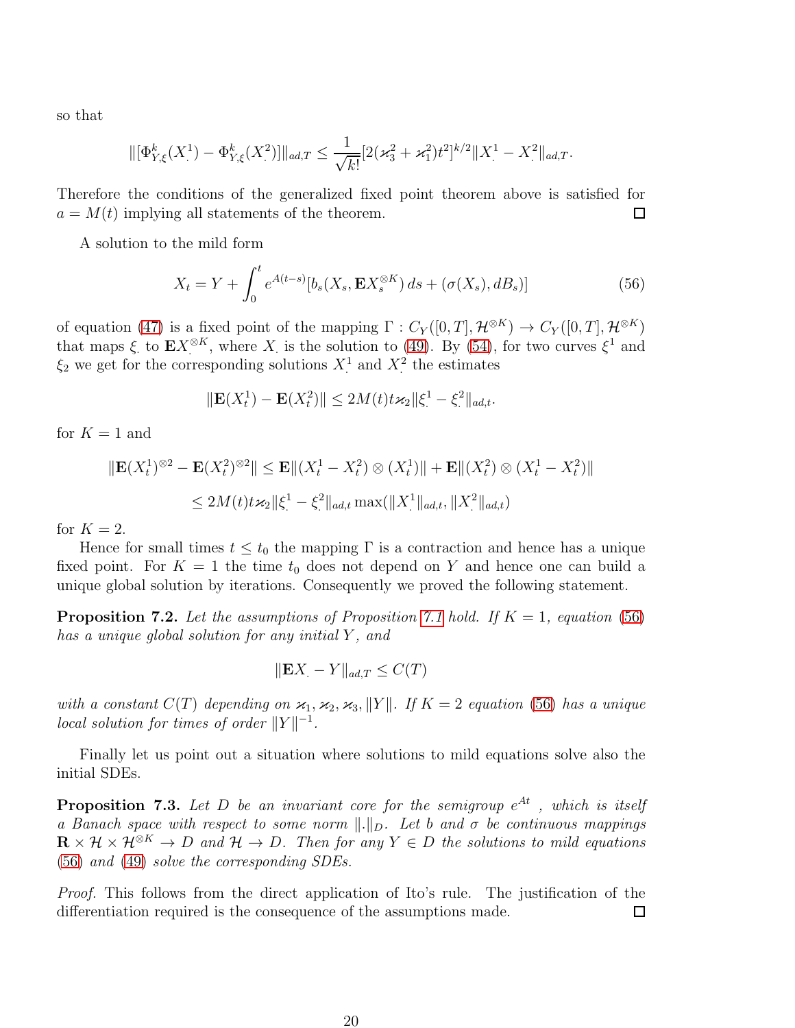so that

$$\|[\Phi^k_{Y,\xi}(X^1_.) - \Phi^k_{Y,\xi}(X^2_.)]\|_{ad,T} \le \frac{1}{\sqrt{k!}}[2(\varkappa_3^2 + \varkappa_1^2)t^2]^{k/2}\|X^1_. - X^2_.\|_{ad,T}.$$

Therefore the conditions of the generalized fixed point theorem above is satisfied for $a = M(t)$ implying all statements of the theorem. □

A solution to the mild form

$$X_t = Y + \int_0^t e^{A(t-s)}[b_s(X_s, \mathbf{E}X_s^{\otimes K})\, ds + (\sigma(X_s), dB_s)] \tag{56}$$

of equation (47) is a fixed point of the mapping $\Gamma : C_Y([0,T], \mathcal{H}^{\otimes K}) \to C_Y([0,T], \mathcal{H}^{\otimes K})$ that maps $\xi_.$ to $\mathbf{E}X_.^{\otimes K}$, where $X_.$ is the solution to (49). By (54), for two curves $\xi^1$ and $\xi_2$ we get for the corresponding solutions $X^1_.$ and $X^2_.$ the estimates

$$\|\mathbf{E}(X^1_t) - \mathbf{E}(X^2_t)\| \le 2M(t)t\varkappa_2\|\xi^1_. - \xi^2_.\|_{ad,t}.$$

for $K = 1$ and

$$\|\mathbf{E}(X^1_t)^{\otimes 2} - \mathbf{E}(X^2_t)^{\otimes 2}\| \le \mathbf{E}\|(X^1_t - X^2_t) \otimes (X^1_t)\| + \mathbf{E}\|(X^2_t) \otimes (X^1_t - X^2_t)\|$$

$$\le 2M(t)t\varkappa_2\|\xi^1_. - \xi^2_.\|_{ad,t} \max(\|X^1_.\|_{ad,t}, \|X^2_.\|_{ad,t})$$

for $K = 2$.

Hence for small times $t \le t_0$ the mapping $\Gamma$ is a contraction and hence has a unique fixed point. For $K = 1$ the time $t_0$ does not depend on $Y$ and hence one can build a unique global solution by iterations. Consequently we proved the following statement.

**Proposition 7.2.** *Let the assumptions of Proposition 7.1 hold. If $K = 1$, equation (56) has a unique global solution for any initial $Y$, and*

$$\|\mathbf{E}X_. - Y\|_{ad,T} \le C(T)$$

*with a constant $C(T)$ depending on $\varkappa_1, \varkappa_2, \varkappa_3, \|Y\|$. If $K = 2$ equation (56) has a unique local solution for times of order $\|Y\|^{-1}$.*

Finally let us point out a situation where solutions to mild equations solve also the initial SDEs.

**Proposition 7.3.** *Let $D$ be an invariant core for the semigroup $e^{At}$ , which is itself a Banach space with respect to some norm $\|.\|_D$. Let $b$ and $\sigma$ be continuous mappings $\mathbf{R} \times \mathcal{H} \times \mathcal{H}^{\otimes K} \to D$ and $\mathcal{H} \to D$. Then for any $Y \in D$ the solutions to mild equations (56) and (49) solve the corresponding SDEs.*

*Proof.* This follows from the direct application of Ito's rule. The justification of the differentiation required is the consequence of the assumptions made. □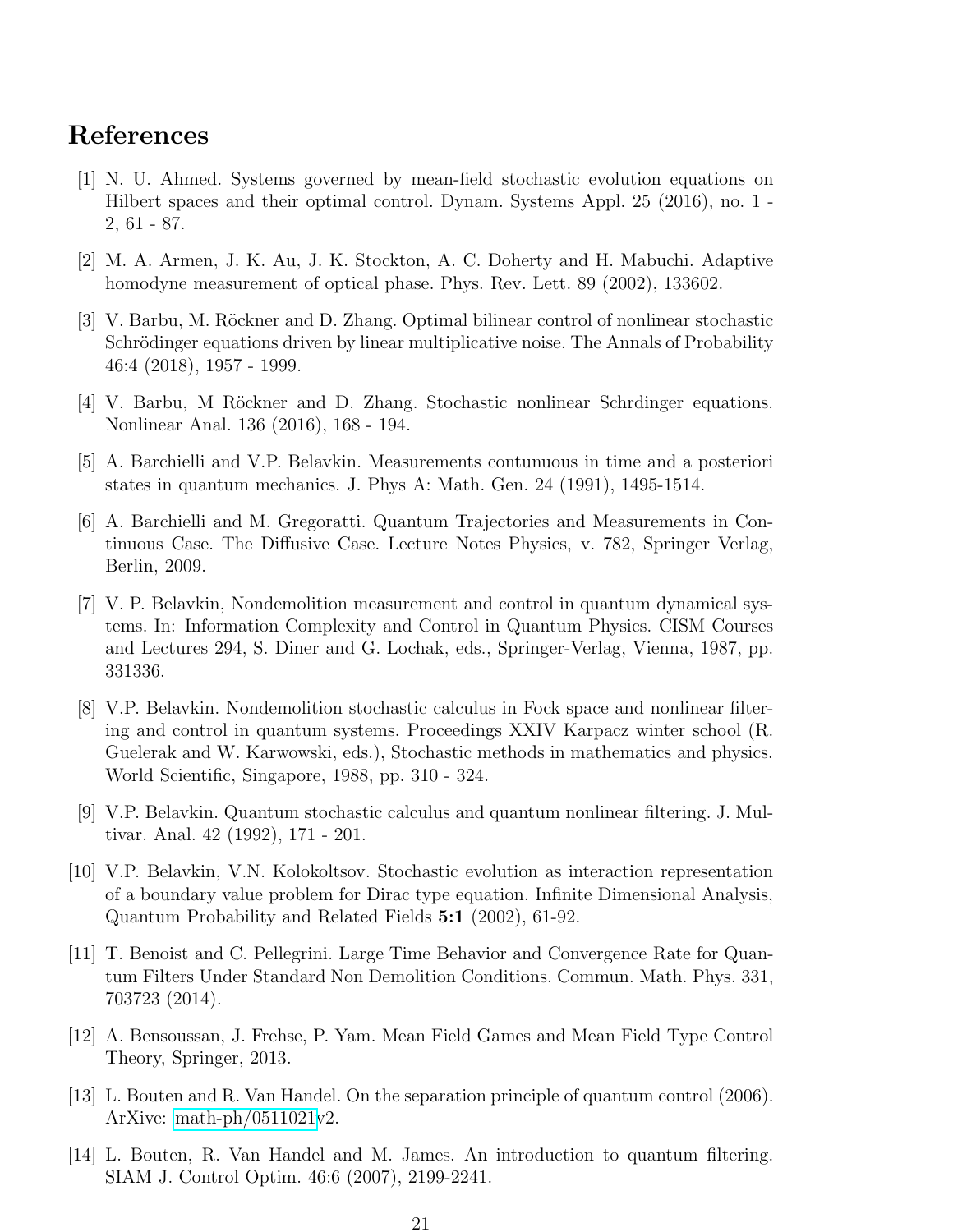# References

[1] N. U. Ahmed. Systems governed by mean-field stochastic evolution equations on Hilbert spaces and their optimal control. Dynam. Systems Appl. 25 (2016), no. 1 - 2, 61 - 87.

[2] M. A. Armen, J. K. Au, J. K. Stockton, A. C. Doherty and H. Mabuchi. Adaptive homodyne measurement of optical phase. Phys. Rev. Lett. 89 (2002), 133602.

[3] V. Barbu, M. Röckner and D. Zhang. Optimal bilinear control of nonlinear stochastic Schrödinger equations driven by linear multiplicative noise. The Annals of Probability 46:4 (2018), 1957 - 1999.

[4] V. Barbu, M Röckner and D. Zhang. Stochastic nonlinear Schrdinger equations. Nonlinear Anal. 136 (2016), 168 - 194.

[5] A. Barchielli and V.P. Belavkin. Measurements contunuous in time and a posteriori states in quantum mechanics. J. Phys A: Math. Gen. 24 (1991), 1495-1514.

[6] A. Barchielli and M. Gregoratti. Quantum Trajectories and Measurements in Continuous Case. The Diffusive Case. Lecture Notes Physics, v. 782, Springer Verlag, Berlin, 2009.

[7] V. P. Belavkin, Nondemolition measurement and control in quantum dynamical systems. In: Information Complexity and Control in Quantum Physics. CISM Courses and Lectures 294, S. Diner and G. Lochak, eds., Springer-Verlag, Vienna, 1987, pp. 331336.

[8] V.P. Belavkin. Nondemolition stochastic calculus in Fock space and nonlinear filtering and control in quantum systems. Proceedings XXIV Karpacz winter school (R. Guelerak and W. Karwowski, eds.), Stochastic methods in mathematics and physics. World Scientific, Singapore, 1988, pp. 310 - 324.

[9] V.P. Belavkin. Quantum stochastic calculus and quantum nonlinear filtering. J. Multivar. Anal. 42 (1992), 171 - 201.

[10] V.P. Belavkin, V.N. Kolokoltsov. Stochastic evolution as interaction representation of a boundary value problem for Dirac type equation. Infinite Dimensional Analysis, Quantum Probability and Related Fields **5:1** (2002), 61-92.

[11] T. Benoist and C. Pellegrini. Large Time Behavior and Convergence Rate for Quantum Filters Under Standard Non Demolition Conditions. Commun. Math. Phys. 331, 703723 (2014).

[12] A. Bensoussan, J. Frehse, P. Yam. Mean Field Games and Mean Field Type Control Theory, Springer, 2013.

[13] L. Bouten and R. Van Handel. On the separation principle of quantum control (2006). ArXive: math-ph/0511021v2.

[14] L. Bouten, R. Van Handel and M. James. An introduction to quantum filtering. SIAM J. Control Optim. 46:6 (2007), 2199-2241.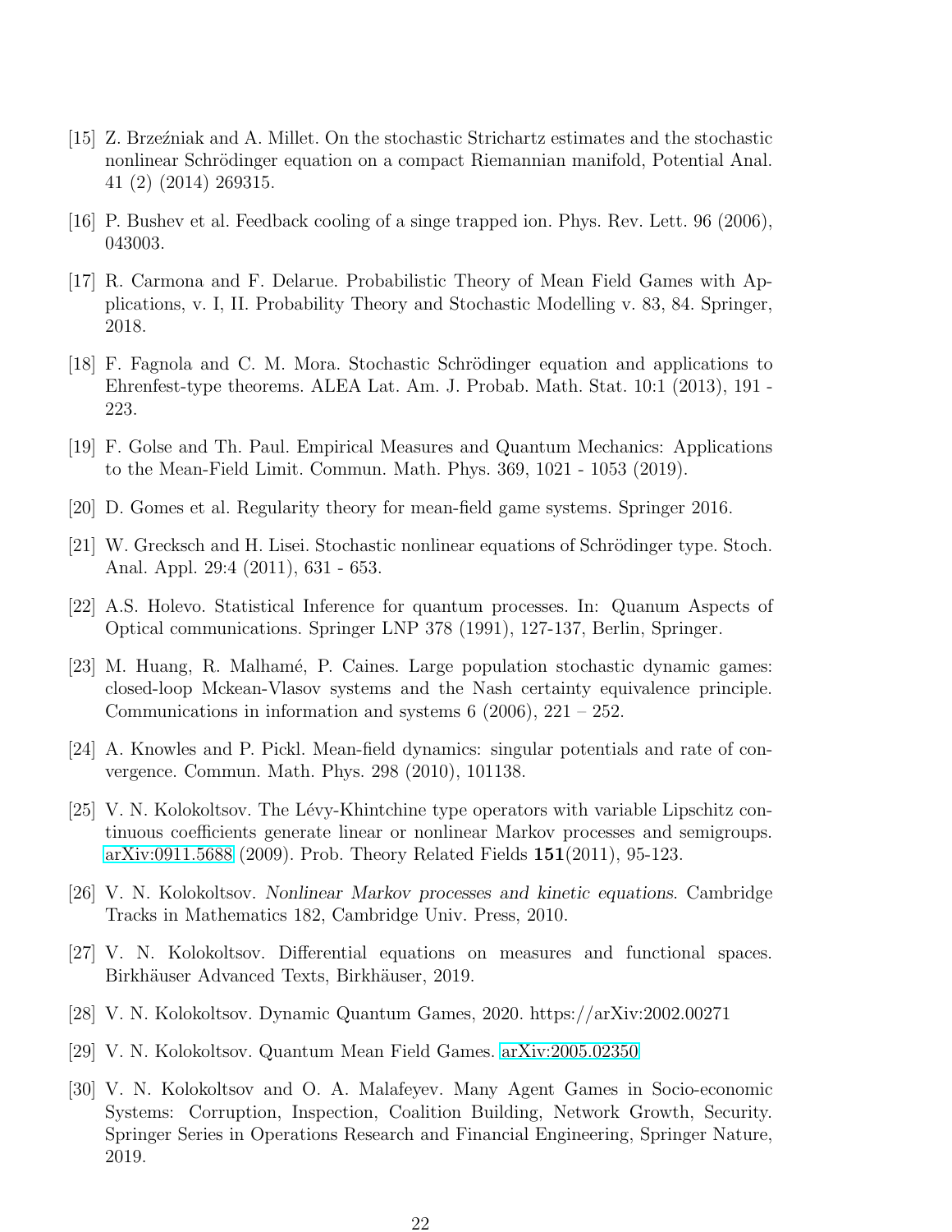[15] Z. Brzeźniak and A. Millet. On the stochastic Strichartz estimates and the stochastic nonlinear Schrödinger equation on a compact Riemannian manifold, Potential Anal. 41 (2) (2014) 269315.

[16] P. Bushev et al. Feedback cooling of a singe trapped ion. Phys. Rev. Lett. 96 (2006), 043003.

[17] R. Carmona and F. Delarue. Probabilistic Theory of Mean Field Games with Applications, v. I, II. Probability Theory and Stochastic Modelling v. 83, 84. Springer, 2018.

[18] F. Fagnola and C. M. Mora. Stochastic Schrödinger equation and applications to Ehrenfest-type theorems. ALEA Lat. Am. J. Probab. Math. Stat. 10:1 (2013), 191 - 223.

[19] F. Golse and Th. Paul. Empirical Measures and Quantum Mechanics: Applications to the Mean-Field Limit. Commun. Math. Phys. 369, 1021 - 1053 (2019).

[20] D. Gomes et al. Regularity theory for mean-field game systems. Springer 2016.

[21] W. Grecksch and H. Lisei. Stochastic nonlinear equations of Schrödinger type. Stoch. Anal. Appl. 29:4 (2011), 631 - 653.

[22] A.S. Holevo. Statistical Inference for quantum processes. In: Quanum Aspects of Optical communications. Springer LNP 378 (1991), 127-137, Berlin, Springer.

[23] M. Huang, R. Malhamé, P. Caines. Large population stochastic dynamic games: closed-loop Mckean-Vlasov systems and the Nash certainty equivalence principle. Communications in information and systems 6 (2006), 221 – 252.

[24] A. Knowles and P. Pickl. Mean-field dynamics: singular potentials and rate of convergence. Commun. Math. Phys. 298 (2010), 101138.

[25] V. N. Kolokoltsov. The Lévy-Khintchine type operators with variable Lipschitz continuous coefficients generate linear or nonlinear Markov processes and semigroups. arXiv:0911.5688 (2009). Prob. Theory Related Fields **151**(2011), 95-123.

[26] V. N. Kolokoltsov. *Nonlinear Markov processes and kinetic equations*. Cambridge Tracks in Mathematics 182, Cambridge Univ. Press, 2010.

[27] V. N. Kolokoltsov. Differential equations on measures and functional spaces. Birkhäuser Advanced Texts, Birkhäuser, 2019.

[28] V. N. Kolokoltsov. Dynamic Quantum Games, 2020. https://arXiv:2002.00271

[29] V. N. Kolokoltsov. Quantum Mean Field Games. arXiv:2005.02350

[30] V. N. Kolokoltsov and O. A. Malafeyev. Many Agent Games in Socio-economic Systems: Corruption, Inspection, Coalition Building, Network Growth, Security. Springer Series in Operations Research and Financial Engineering, Springer Nature, 2019.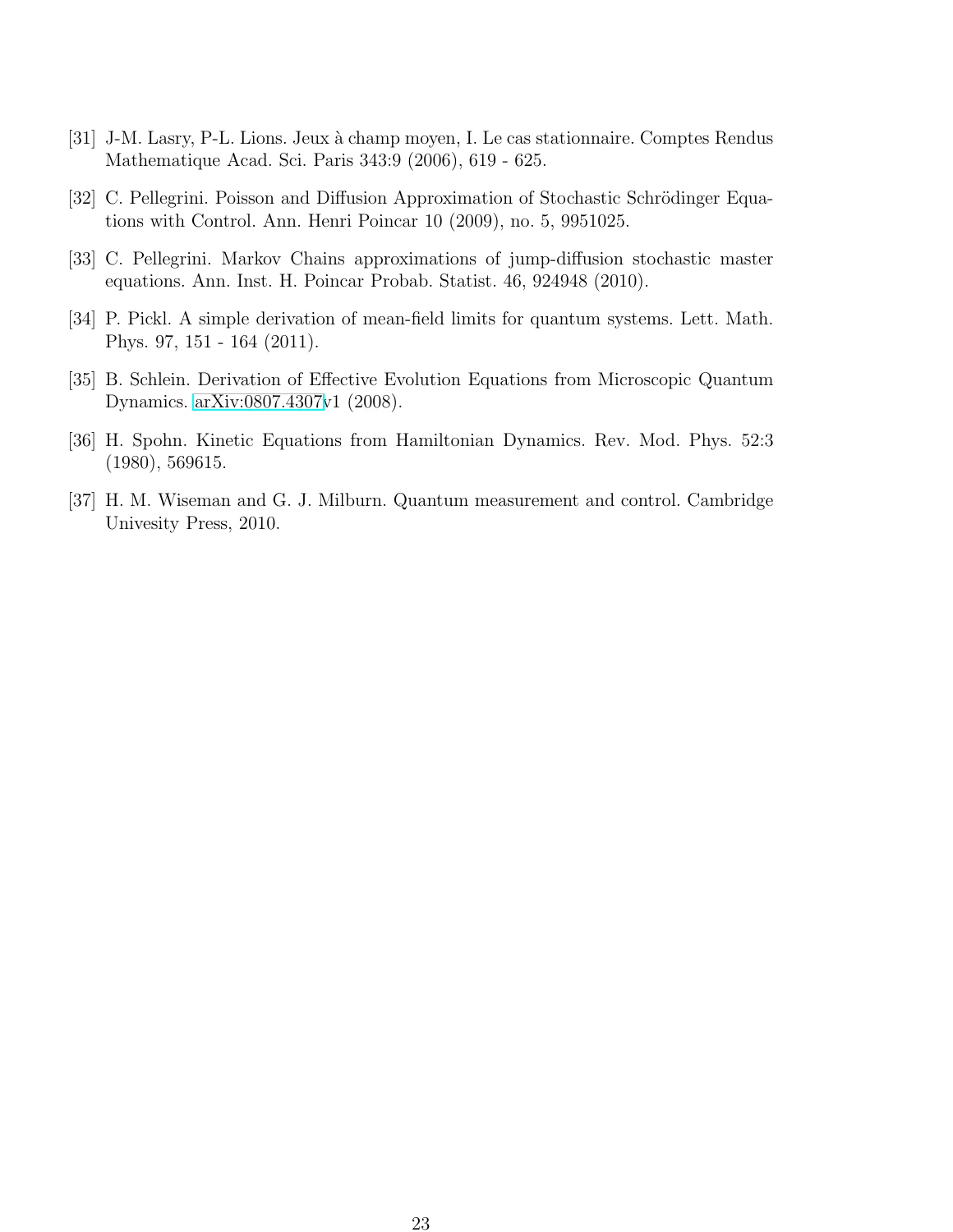[31] J-M. Lasry, P-L. Lions. Jeux à champ moyen, I. Le cas stationnaire. Comptes Rendus Mathematique Acad. Sci. Paris 343:9 (2006), 619 - 625.

[32] C. Pellegrini. Poisson and Diffusion Approximation of Stochastic Schrödinger Equations with Control. Ann. Henri Poincar 10 (2009), no. 5, 9951025.

[33] C. Pellegrini. Markov Chains approximations of jump-diffusion stochastic master equations. Ann. Inst. H. Poincar Probab. Statist. 46, 924948 (2010).

[34] P. Pickl. A simple derivation of mean-field limits for quantum systems. Lett. Math. Phys. 97, 151 - 164 (2011).

[35] B. Schlein. Derivation of Effective Evolution Equations from Microscopic Quantum Dynamics. arXiv:0807.4307v1 (2008).

[36] H. Spohn. Kinetic Equations from Hamiltonian Dynamics. Rev. Mod. Phys. 52:3 (1980), 569615.

[37] H. M. Wiseman and G. J. Milburn. Quantum measurement and control. Cambridge Univesity Press, 2010.